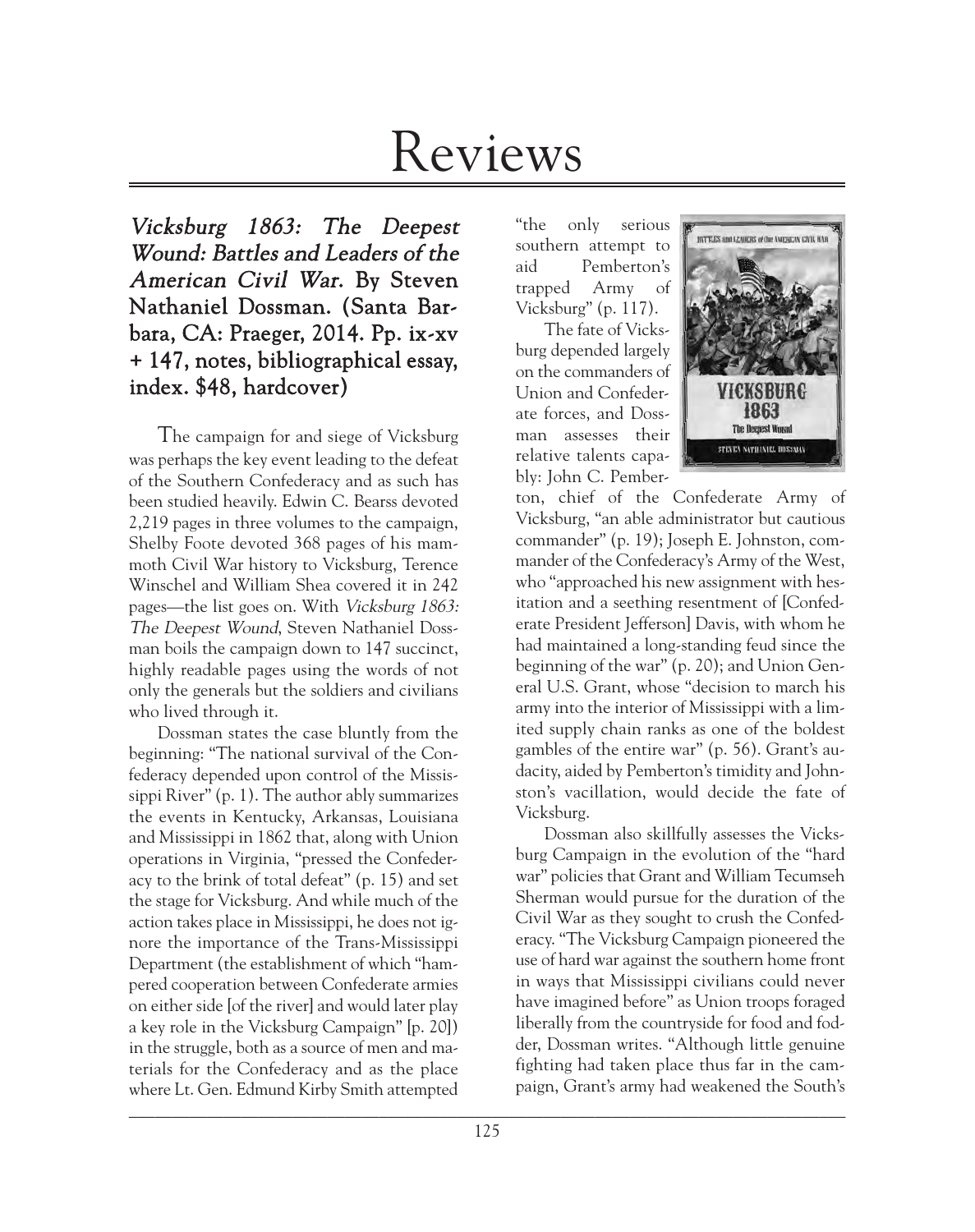# Reviews

***Vicksburg 1863: The Deepest Wound: Battles and Leaders of the American Civil War.*** **By Steven Nathaniel Dossman. (Santa Barbara, CA: Praeger, 2014. Pp. ix-xv + 147, notes, bibliographical essay, index. $48, hardcover)**

The campaign for and siege of Vicksburg was perhaps the key event leading to the defeat of the Southern Confederacy and as such has been studied heavily. Edwin C. Bearss devoted 2,219 pages in three volumes to the campaign, Shelby Foote devoted 368 pages of his mammoth Civil War history to Vicksburg, Terence Winschel and William Shea covered it in 242 pages—the list goes on. With *Vicksburg 1863: The Deepest Wound*, Steven Nathaniel Dossman boils the campaign down to 147 succinct, highly readable pages using the words of not only the generals but the soldiers and civilians who lived through it.

Dossman states the case bluntly from the beginning: "The national survival of the Confederacy depended upon control of the Mississippi River" (p. 1). The author ably summarizes the events in Kentucky, Arkansas, Louisiana and Mississippi in 1862 that, along with Union operations in Virginia, "pressed the Confederacy to the brink of total defeat" (p. 15) and set the stage for Vicksburg. And while much of the action takes place in Mississippi, he does not ignore the importance of the Trans-Mississippi Department (the establishment of which "hampered cooperation between Confederate armies on either side [of the river] and would later play a key role in the Vicksburg Campaign" [p. 20]) in the struggle, both as a source of men and materials for the Confederacy and as the place where Lt. Gen. Edmund Kirby Smith attempted "the only serious southern attempt to aid Pemberton's trapped Army of Vicksburg" (p. 117).

The fate of Vicksburg depended largely on the commanders of Union and Confederate forces, and Dossman assesses their relative talents capably: John C. Pemberton, chief of the Confederate Army of Vicksburg, "an able administrator but cautious commander" (p. 19); Joseph E. Johnston, commander of the Confederacy's Army of the West, who "approached his new assignment with hesitation and a seething resentment of [Confederate President Jefferson] Davis, with whom he had maintained a long-standing feud since the beginning of the war" (p. 20); and Union General U.S. Grant, whose "decision to march his army into the interior of Mississippi with a limited supply chain ranks as one of the boldest gambles of the entire war" (p. 56). Grant's audacity, aided by Pemberton's timidity and Johnston's vacillation, would decide the fate of Vicksburg.

Dossman also skillfully assesses the Vicksburg Campaign in the evolution of the "hard war" policies that Grant and William Tecumseh Sherman would pursue for the duration of the Civil War as they sought to crush the Confederacy. "The Vicksburg Campaign pioneered the use of hard war against the southern home front in ways that Mississippi civilians could never have imagined before" as Union troops foraged liberally from the countryside for food and fodder, Dossman writes. "Although little genuine fighting had taken place thus far in the campaign, Grant's army had weakened the South's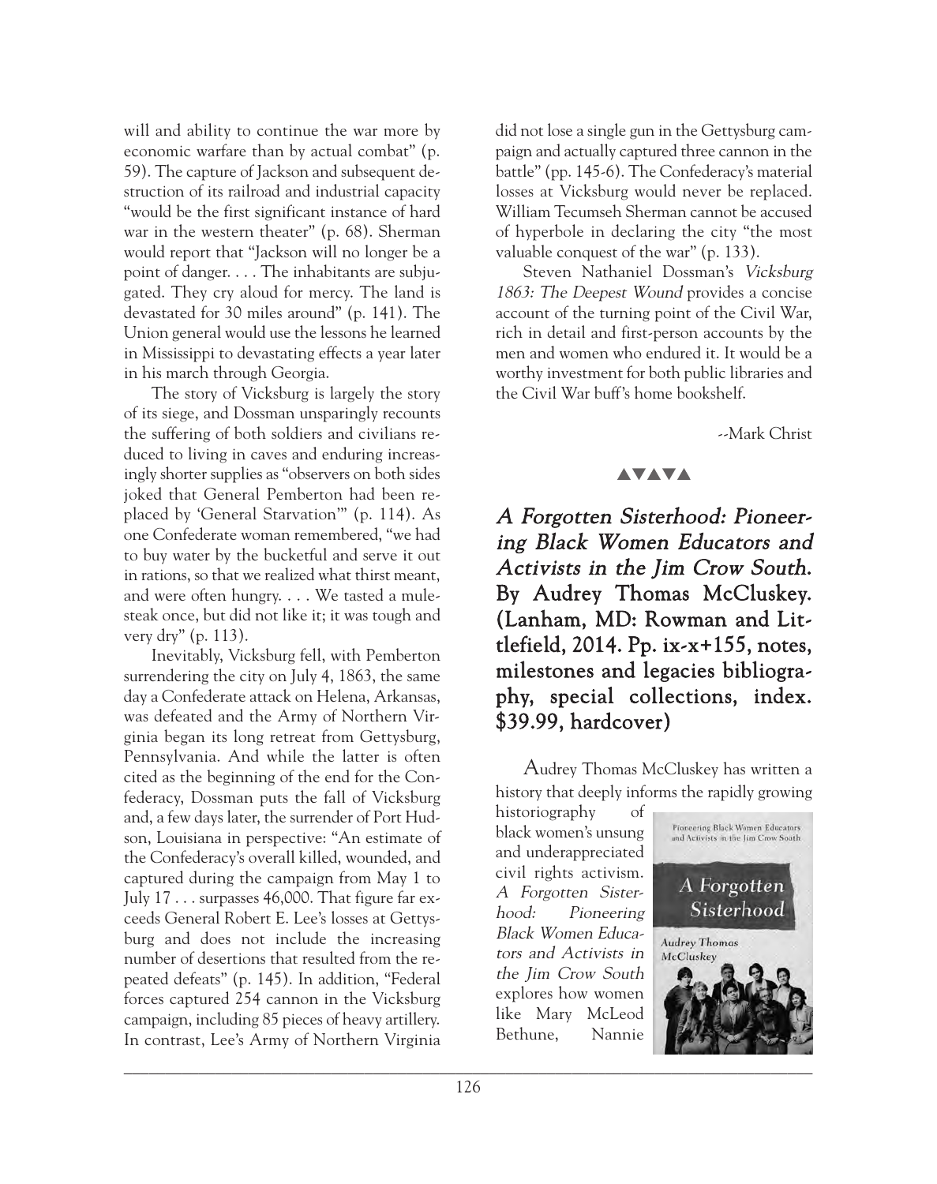will and ability to continue the war more by economic warfare than by actual combat" (p. 59). The capture of Jackson and subsequent destruction of its railroad and industrial capacity "would be the first significant instance of hard war in the western theater" (p. 68). Sherman would report that "Jackson will no longer be a point of danger. . . . The inhabitants are subjugated. They cry aloud for mercy. The land is devastated for 30 miles around" (p. 141). The Union general would use the lessons he learned in Mississippi to devastating effects a year later in his march through Georgia.

The story of Vicksburg is largely the story of its siege, and Dossman unsparingly recounts the suffering of both soldiers and civilians reduced to living in caves and enduring increasingly shorter supplies as "observers on both sides joked that General Pemberton had been replaced by 'General Starvation'" (p. 114). As one Confederate woman remembered, "we had to buy water by the bucketful and serve it out in rations, so that we realized what thirst meant, and were often hungry. . . . We tasted a mule-steak once, but did not like it; it was tough and very dry" (p. 113).

Inevitably, Vicksburg fell, with Pemberton surrendering the city on July 4, 1863, the same day a Confederate attack on Helena, Arkansas, was defeated and the Army of Northern Virginia began its long retreat from Gettysburg, Pennsylvania. And while the latter is often cited as the beginning of the end for the Confederacy, Dossman puts the fall of Vicksburg and, a few days later, the surrender of Port Hudson, Louisiana in perspective: "An estimate of the Confederacy's overall killed, wounded, and captured during the campaign from May 1 to July 17 . . . surpasses 46,000. That figure far exceeds General Robert E. Lee's losses at Gettysburg and does not include the increasing number of desertions that resulted from the repeated defeats" (p. 145). In addition, "Federal forces captured 254 cannon in the Vicksburg campaign, including 85 pieces of heavy artillery. In contrast, Lee's Army of Northern Virginia did not lose a single gun in the Gettysburg campaign and actually captured three cannon in the battle" (pp. 145-6). The Confederacy's material losses at Vicksburg would never be replaced. William Tecumseh Sherman cannot be accused of hyperbole in declaring the city "the most valuable conquest of the war" (p. 133).

Steven Nathaniel Dossman's *Vicksburg 1863: The Deepest Wound* provides a concise account of the turning point of the Civil War, rich in detail and first-person accounts by the men and women who endured it. It would be a worthy investment for both public libraries and the Civil War buff's home bookshelf.

--Mark Christ

▲▼▲▼▲

## *A Forgotten Sisterhood: Pioneering Black Women Educators and Activists in the Jim Crow South.* By Audrey Thomas McCluskey. (Lanham, MD: Rowman and Littlefield, 2014. Pp. ix-x+155, notes, milestones and legacies bibliography, special collections, index. $39.99, hardcover)

Audrey Thomas McCluskey has written a history that deeply informs the rapidly growing historiography of black women's unsung and underappreciated civil rights activism. *A Forgotten Sisterhood: Pioneering Black Women Educators and Activists in the Jim Crow South* explores how women like Mary McLeod Bethune, Nannie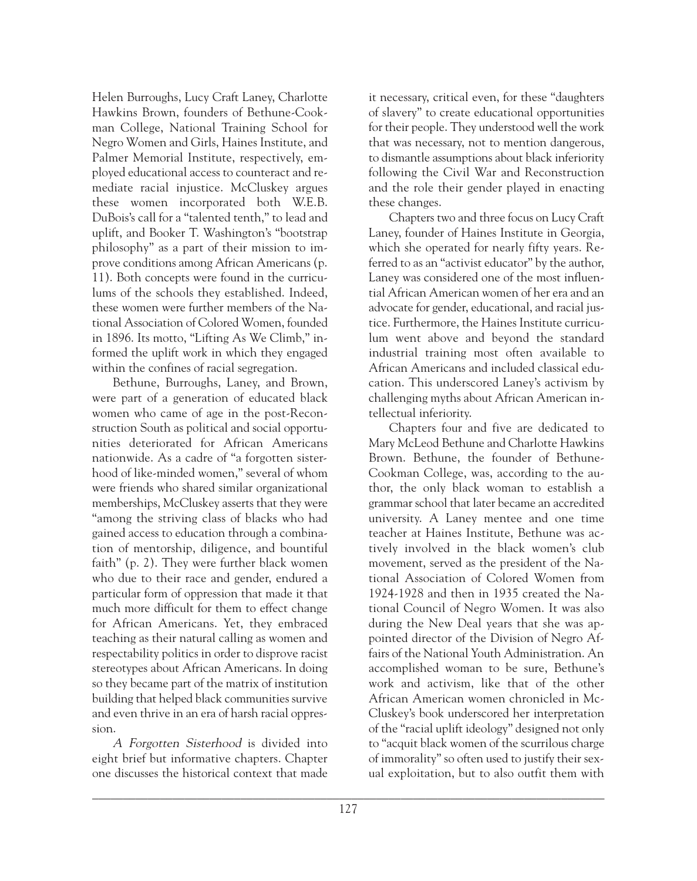Helen Burroughs, Lucy Craft Laney, Charlotte Hawkins Brown, founders of Bethune-Cookman College, National Training School for Negro Women and Girls, Haines Institute, and Palmer Memorial Institute, respectively, employed educational access to counteract and remediate racial injustice. McCluskey argues these women incorporated both W.E.B. DuBois's call for a "talented tenth," to lead and uplift, and Booker T. Washington's "bootstrap philosophy" as a part of their mission to improve conditions among African Americans (p. 11). Both concepts were found in the curriculums of the schools they established. Indeed, these women were further members of the National Association of Colored Women, founded in 1896. Its motto, "Lifting As We Climb," informed the uplift work in which they engaged within the confines of racial segregation.

Bethune, Burroughs, Laney, and Brown, were part of a generation of educated black women who came of age in the post-Reconstruction South as political and social opportunities deteriorated for African Americans nationwide. As a cadre of "a forgotten sisterhood of like-minded women," several of whom were friends who shared similar organizational memberships, McCluskey asserts that they were "among the striving class of blacks who had gained access to education through a combination of mentorship, diligence, and bountiful faith" (p. 2). They were further black women who due to their race and gender, endured a particular form of oppression that made it that much more difficult for them to effect change for African Americans. Yet, they embraced teaching as their natural calling as women and respectability politics in order to disprove racist stereotypes about African Americans. In doing so they became part of the matrix of institution building that helped black communities survive and even thrive in an era of harsh racial oppression.

*A Forgotten Sisterhood* is divided into eight brief but informative chapters. Chapter one discusses the historical context that made it necessary, critical even, for these "daughters of slavery" to create educational opportunities for their people. They understood well the work that was necessary, not to mention dangerous, to dismantle assumptions about black inferiority following the Civil War and Reconstruction and the role their gender played in enacting these changes.

Chapters two and three focus on Lucy Craft Laney, founder of Haines Institute in Georgia, which she operated for nearly fifty years. Referred to as an "activist educator" by the author, Laney was considered one of the most influential African American women of her era and an advocate for gender, educational, and racial justice. Furthermore, the Haines Institute curriculum went above and beyond the standard industrial training most often available to African Americans and included classical education. This underscored Laney's activism by challenging myths about African American intellectual inferiority.

Chapters four and five are dedicated to Mary McLeod Bethune and Charlotte Hawkins Brown. Bethune, the founder of Bethune-Cookman College, was, according to the author, the only black woman to establish a grammar school that later became an accredited university. A Laney mentee and one time teacher at Haines Institute, Bethune was actively involved in the black women's club movement, served as the president of the National Association of Colored Women from 1924-1928 and then in 1935 created the National Council of Negro Women. It was also during the New Deal years that she was appointed director of the Division of Negro Affairs of the National Youth Administration. An accomplished woman to be sure, Bethune's work and activism, like that of the other African American women chronicled in McCluskey's book underscored her interpretation of the "racial uplift ideology" designed not only to "acquit black women of the scurrilous charge of immorality" so often used to justify their sexual exploitation, but to also outfit them with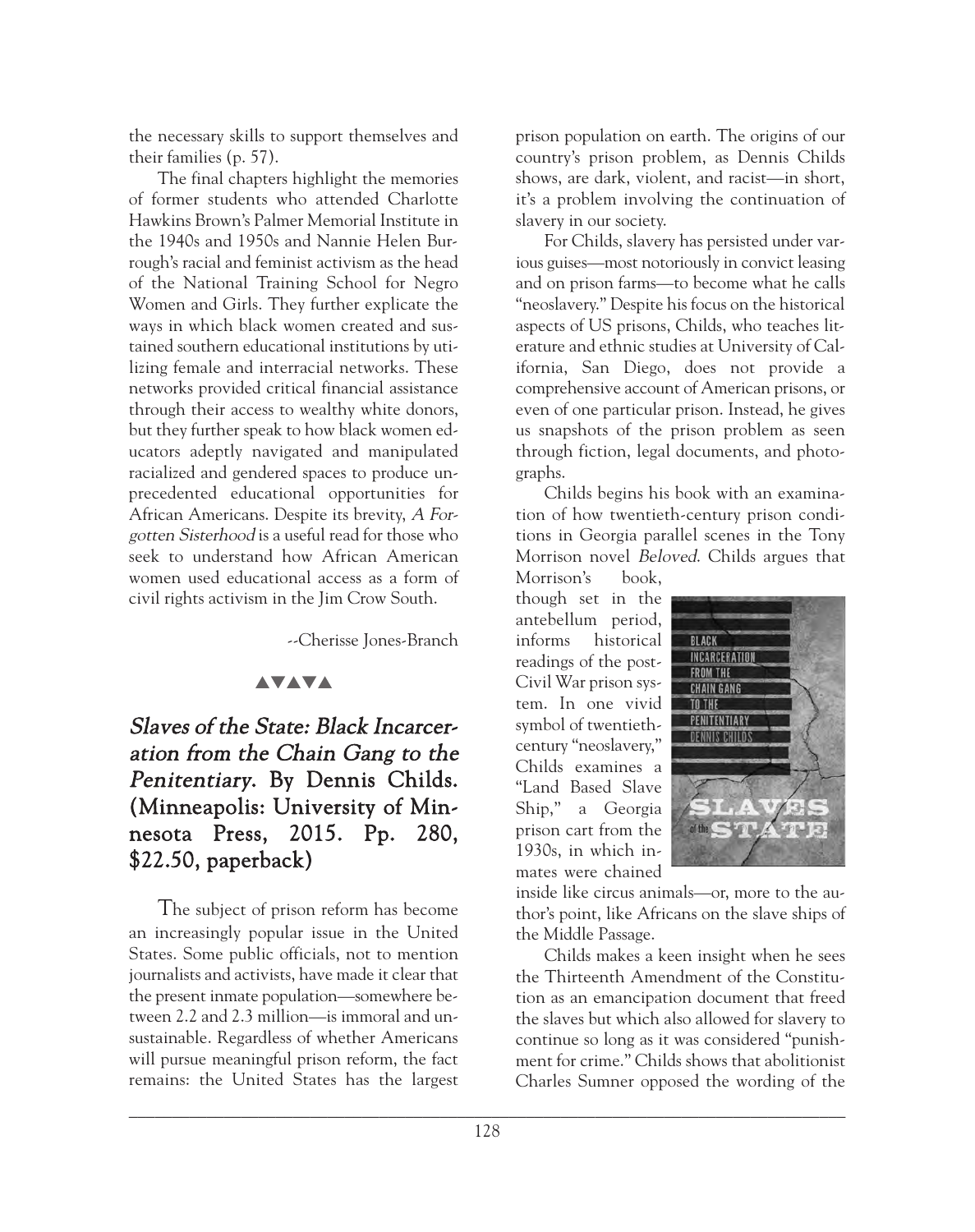the necessary skills to support themselves and their families (p. 57).

The final chapters highlight the memories of former students who attended Charlotte Hawkins Brown's Palmer Memorial Institute in the 1940s and 1950s and Nannie Helen Burrough's racial and feminist activism as the head of the National Training School for Negro Women and Girls. They further explicate the ways in which black women created and sustained southern educational institutions by utilizing female and interracial networks. These networks provided critical financial assistance through their access to wealthy white donors, but they further speak to how black women educators adeptly navigated and manipulated racialized and gendered spaces to produce unprecedented educational opportunities for African Americans. Despite its brevity, *A Forgotten Sisterhood* is a useful read for those who seek to understand how African American women used educational access as a form of civil rights activism in the Jim Crow South.

--Cherisse Jones-Branch

▲▼▲▼▲

## *Slaves of the State: Black Incarceration from the Chain Gang to the Penitentiary.* By Dennis Childs. (Minneapolis: University of Minnesota Press, 2015. Pp. 280, $22.50, paperback)

The subject of prison reform has become an increasingly popular issue in the United States. Some public officials, not to mention journalists and activists, have made it clear that the present inmate population—somewhere between 2.2 and 2.3 million—is immoral and unsustainable. Regardless of whether Americans will pursue meaningful prison reform, the fact remains: the United States has the largest prison population on earth. The origins of our country's prison problem, as Dennis Childs shows, are dark, violent, and racist—in short, it's a problem involving the continuation of slavery in our society.

For Childs, slavery has persisted under various guises—most notoriously in convict leasing and on prison farms—to become what he calls "neoslavery." Despite his focus on the historical aspects of US prisons, Childs, who teaches literature and ethnic studies at University of California, San Diego, does not provide a comprehensive account of American prisons, or even of one particular prison. Instead, he gives us snapshots of the prison problem as seen through fiction, legal documents, and photographs.

Childs begins his book with an examination of how twentieth-century prison conditions in Georgia parallel scenes in the Tony Morrison novel *Beloved*. Childs argues that Morrison's book, though set in the antebellum period, informs historical readings of the post-Civil War prison system. In one vivid symbol of twentieth-century "neoslavery," Childs examines a "Land Based Slave Ship," a Georgia prison cart from the 1930s, in which inmates were chained inside like circus animals—or, more to the author's point, like Africans on the slave ships of the Middle Passage.

Childs makes a keen insight when he sees the Thirteenth Amendment of the Constitution as an emancipation document that freed the slaves but which also allowed for slavery to continue so long as it was considered "punishment for crime." Childs shows that abolitionist Charles Sumner opposed the wording of the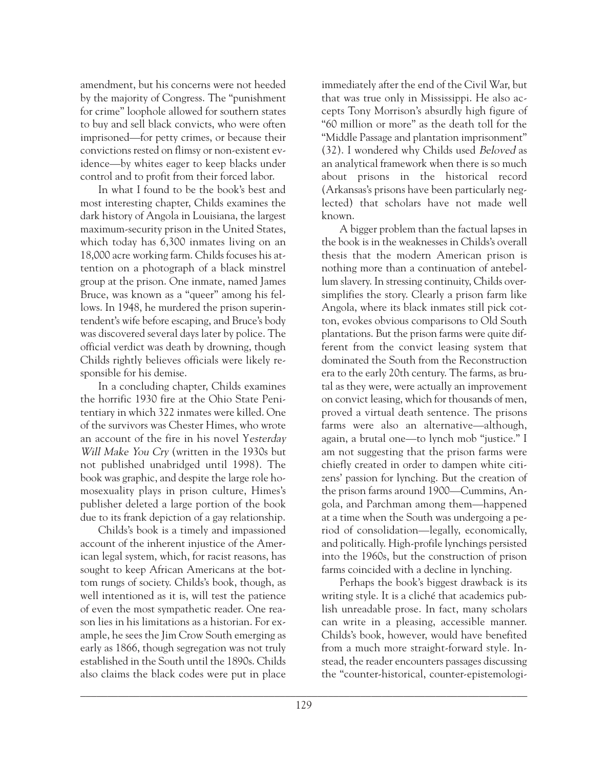amendment, but his concerns were not heeded by the majority of Congress. The "punishment for crime" loophole allowed for southern states to buy and sell black convicts, who were often imprisoned—for petty crimes, or because their convictions rested on flimsy or non-existent evidence—by whites eager to keep blacks under control and to profit from their forced labor.

In what I found to be the book's best and most interesting chapter, Childs examines the dark history of Angola in Louisiana, the largest maximum-security prison in the United States, which today has 6,300 inmates living on an 18,000 acre working farm. Childs focuses his attention on a photograph of a black minstrel group at the prison. One inmate, named James Bruce, was known as a "queer" among his fellows. In 1948, he murdered the prison superintendent's wife before escaping, and Bruce's body was discovered several days later by police. The official verdict was death by drowning, though Childs rightly believes officials were likely responsible for his demise.

In a concluding chapter, Childs examines the horrific 1930 fire at the Ohio State Penitentiary in which 322 inmates were killed. One of the survivors was Chester Himes, who wrote an account of the fire in his novel *Yesterday Will Make You Cry* (written in the 1930s but not published unabridged until 1998). The book was graphic, and despite the large role homosexuality plays in prison culture, Himes's publisher deleted a large portion of the book due to its frank depiction of a gay relationship.

Childs's book is a timely and impassioned account of the inherent injustice of the American legal system, which, for racist reasons, has sought to keep African Americans at the bottom rungs of society. Childs's book, though, as well intentioned as it is, will test the patience of even the most sympathetic reader. One reason lies in his limitations as a historian. For example, he sees the Jim Crow South emerging as early as 1866, though segregation was not truly established in the South until the 1890s. Childs also claims the black codes were put in place immediately after the end of the Civil War, but that was true only in Mississippi. He also accepts Tony Morrison's absurdly high figure of "60 million or more" as the death toll for the "Middle Passage and plantation imprisonment" (32). I wondered why Childs used *Beloved* as an analytical framework when there is so much about prisons in the historical record (Arkansas's prisons have been particularly neglected) that scholars have not made well known.

A bigger problem than the factual lapses in the book is in the weaknesses in Childs's overall thesis that the modern American prison is nothing more than a continuation of antebellum slavery. In stressing continuity, Childs oversimplifies the story. Clearly a prison farm like Angola, where its black inmates still pick cotton, evokes obvious comparisons to Old South plantations. But the prison farms were quite different from the convict leasing system that dominated the South from the Reconstruction era to the early 20th century. The farms, as brutal as they were, were actually an improvement on convict leasing, which for thousands of men, proved a virtual death sentence. The prisons farms were also an alternative—although, again, a brutal one—to lynch mob "justice." I am not suggesting that the prison farms were chiefly created in order to dampen white citizens' passion for lynching. But the creation of the prison farms around 1900—Cummins, Angola, and Parchman among them—happened at a time when the South was undergoing a period of consolidation—legally, economically, and politically. High-profile lynchings persisted into the 1960s, but the construction of prison farms coincided with a decline in lynching.

Perhaps the book's biggest drawback is its writing style. It is a cliché that academics publish unreadable prose. In fact, many scholars can write in a pleasing, accessible manner. Childs's book, however, would have benefited from a much more straight-forward style. Instead, the reader encounters passages discussing the "counter-historical, counter-epistemologi-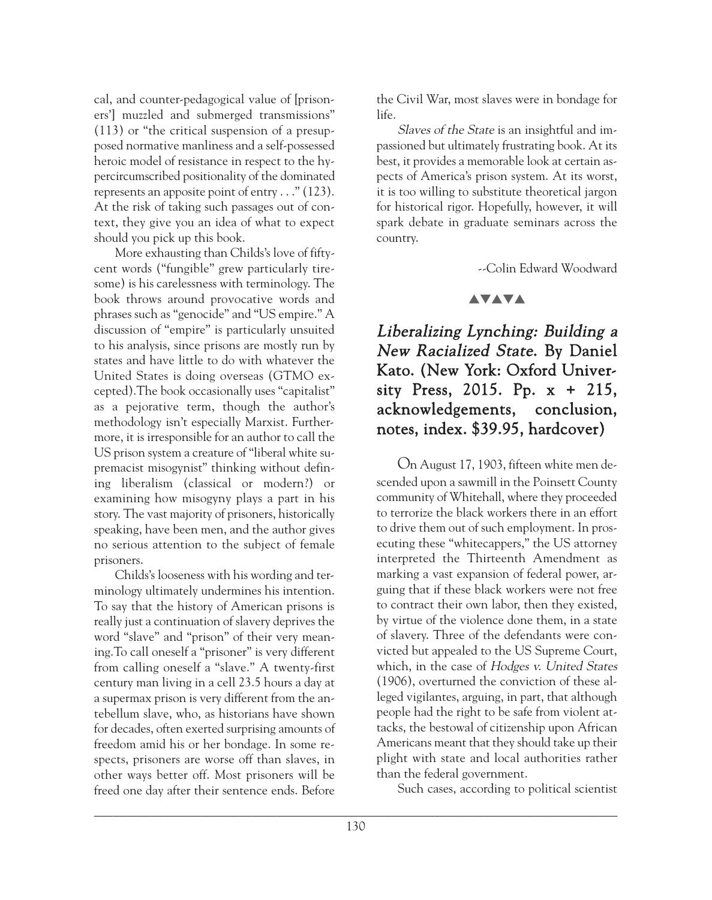cal, and counter-pedagogical value of [prisoners'] muzzled and submerged transmissions" (113) or "the critical suspension of a presupposed normative manliness and a self-possessed heroic model of resistance in respect to the hypercircumscribed positionality of the dominated represents an apposite point of entry . . ." (123). At the risk of taking such passages out of context, they give you an idea of what to expect should you pick up this book.

More exhausting than Childs's love of fifty-cent words ("fungible" grew particularly tiresome) is his carelessness with terminology. The book throws around provocative words and phrases such as "genocide" and "US empire." A discussion of "empire" is particularly unsuited to his analysis, since prisons are mostly run by states and have little to do with whatever the United States is doing overseas (GTMO excepted).The book occasionally uses "capitalist" as a pejorative term, though the author's methodology isn't especially Marxist. Furthermore, it is irresponsible for an author to call the US prison system a creature of "liberal white supremacist misogynist" thinking without defining liberalism (classical or modern?) or examining how misogyny plays a part in his story. The vast majority of prisoners, historically speaking, have been men, and the author gives no serious attention to the subject of female prisoners.

Childs's looseness with his wording and terminology ultimately undermines his intention. To say that the history of American prisons is really just a continuation of slavery deprives the word "slave" and "prison" of their very meaning.To call oneself a "prisoner" is very different from calling oneself a "slave." A twenty-first century man living in a cell 23.5 hours a day at a supermax prison is very different from the antebellum slave, who, as historians have shown for decades, often exerted surprising amounts of freedom amid his or her bondage. In some respects, prisoners are worse off than slaves, in other ways better off. Most prisoners will be freed one day after their sentence ends. Before the Civil War, most slaves were in bondage for life.

*Slaves of the State* is an insightful and impassioned but ultimately frustrating book. At its best, it provides a memorable look at certain aspects of America's prison system. At its worst, it is too willing to substitute theoretical jargon for historical rigor. Hopefully, however, it will spark debate in graduate seminars across the country.

--Colin Edward Woodward

▲▼▲▼▲

## *Liberalizing Lynching: Building a New Racialized State.* By Daniel Kato. (New York: Oxford University Press, 2015. Pp. x + 215, acknowledgements, conclusion, notes, index. $39.95, hardcover)

On August 17, 1903, fifteen white men descended upon a sawmill in the Poinsett County community of Whitehall, where they proceeded to terrorize the black workers there in an effort to drive them out of such employment. In prosecuting these "whitecappers," the US attorney interpreted the Thirteenth Amendment as marking a vast expansion of federal power, arguing that if these black workers were not free to contract their own labor, then they existed, by virtue of the violence done them, in a state of slavery. Three of the defendants were convicted but appealed to the US Supreme Court, which, in the case of *Hodges v. United States* (1906), overturned the conviction of these alleged vigilantes, arguing, in part, that although people had the right to be safe from violent attacks, the bestowal of citizenship upon African Americans meant that they should take up their plight with state and local authorities rather than the federal government.

Such cases, according to political scientist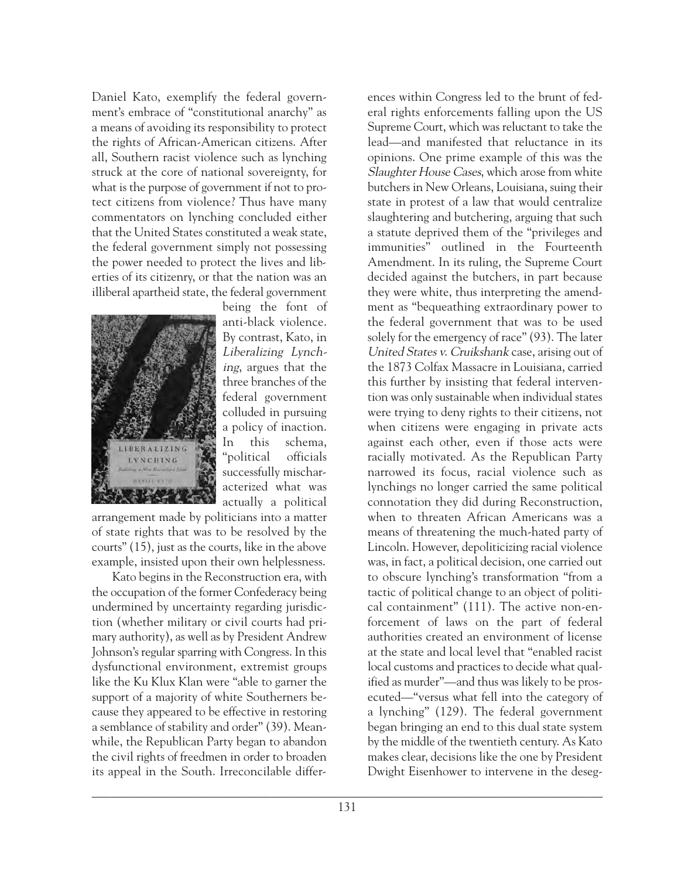Daniel Kato, exemplify the federal government's embrace of "constitutional anarchy" as a means of avoiding its responsibility to protect the rights of African-American citizens. After all, Southern racist violence such as lynching struck at the core of national sovereignty, for what is the purpose of government if not to protect citizens from violence? Thus have many commentators on lynching concluded either that the United States constituted a weak state, the federal government simply not possessing the power needed to protect the lives and liberties of its citizenry, or that the nation was an illiberal apartheid state, the federal government being the font of anti-black violence. By contrast, Kato, in *Liberalizing Lynching*, argues that the three branches of the federal government colluded in pursuing a policy of inaction. In this schema, "political officials successfully mischaracterized what was actually a political arrangement made by politicians into a matter of state rights that was to be resolved by the courts" (15), just as the courts, like in the above example, insisted upon their own helplessness.

Kato begins in the Reconstruction era, with the occupation of the former Confederacy being undermined by uncertainty regarding jurisdiction (whether military or civil courts had primary authority), as well as by President Andrew Johnson's regular sparring with Congress. In this dysfunctional environment, extremist groups like the Ku Klux Klan were "able to garner the support of a majority of white Southerners because they appeared to be effective in restoring a semblance of stability and order" (39). Meanwhile, the Republican Party began to abandon the civil rights of freedmen in order to broaden its appeal in the South. Irreconcilable differences within Congress led to the brunt of federal rights enforcements falling upon the US Supreme Court, which was reluctant to take the lead—and manifested that reluctance in its opinions. One prime example of this was the *Slaughter House Cases*, which arose from white butchers in New Orleans, Louisiana, suing their state in protest of a law that would centralize slaughtering and butchering, arguing that such a statute deprived them of the "privileges and immunities" outlined in the Fourteenth Amendment. In its ruling, the Supreme Court decided against the butchers, in part because they were white, thus interpreting the amendment as "bequeathing extraordinary power to the federal government that was to be used solely for the emergency of race" (93). The later *United States v. Cruikshank* case, arising out of the 1873 Colfax Massacre in Louisiana, carried this further by insisting that federal intervention was only sustainable when individual states were trying to deny rights to their citizens, not when citizens were engaging in private acts against each other, even if those acts were racially motivated. As the Republican Party narrowed its focus, racial violence such as lynchings no longer carried the same political connotation they did during Reconstruction, when to threaten African Americans was a means of threatening the much-hated party of Lincoln. However, depoliticizing racial violence was, in fact, a political decision, one carried out to obscure lynching's transformation "from a tactic of political change to an object of political containment" (111). The active non-enforcement of laws on the part of federal authorities created an environment of license at the state and local level that "enabled racist local customs and practices to decide what qualified as murder"—and thus was likely to be prosecuted—"versus what fell into the category of a lynching" (129). The federal government began bringing an end to this dual state system by the middle of the twentieth century. As Kato makes clear, decisions like the one by President Dwight Eisenhower to intervene in the deseg-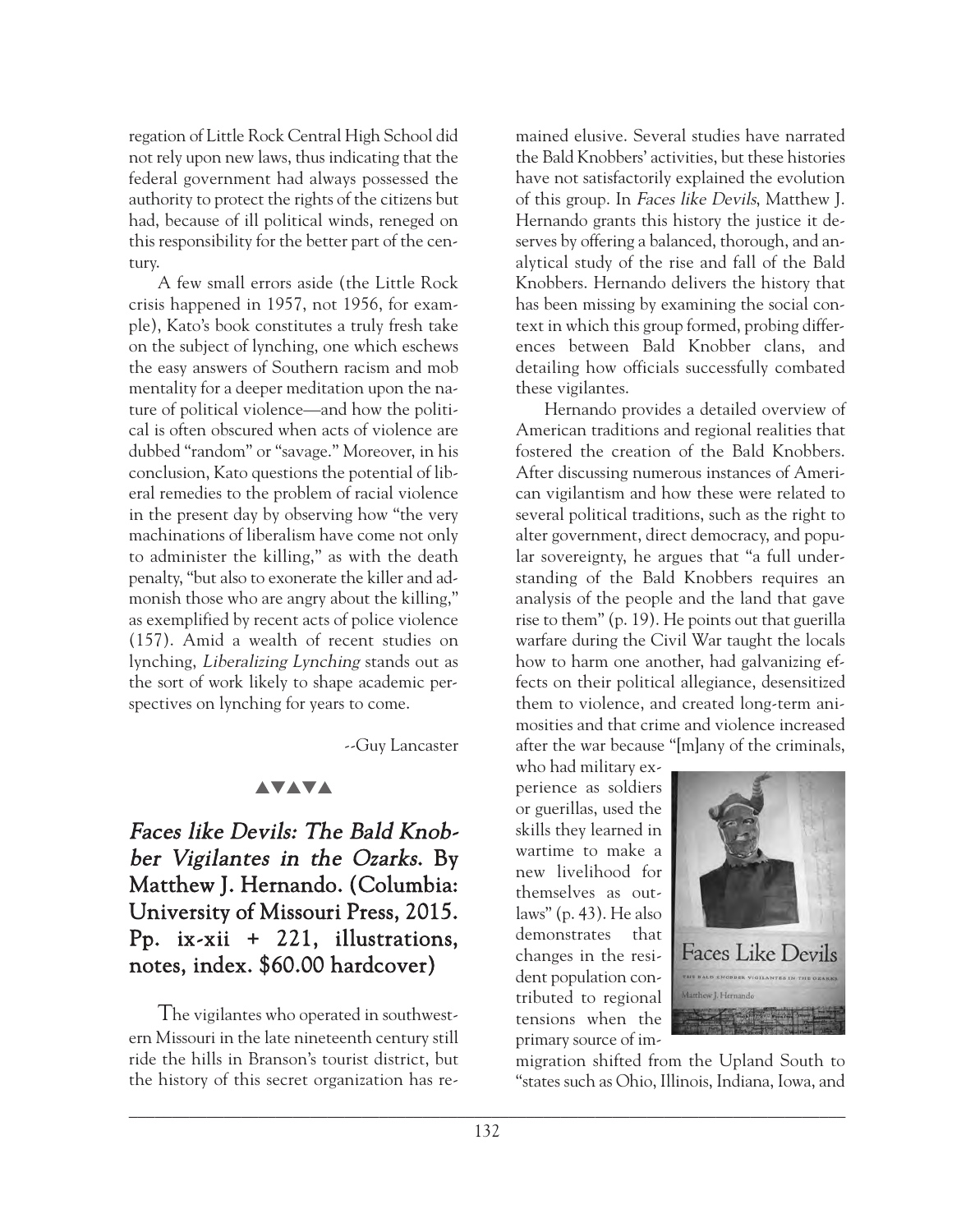regation of Little Rock Central High School did not rely upon new laws, thus indicating that the federal government had always possessed the authority to protect the rights of the citizens but had, because of ill political winds, reneged on this responsibility for the better part of the century.

A few small errors aside (the Little Rock crisis happened in 1957, not 1956, for example), Kato's book constitutes a truly fresh take on the subject of lynching, one which eschews the easy answers of Southern racism and mob mentality for a deeper meditation upon the nature of political violence—and how the political is often obscured when acts of violence are dubbed "random" or "savage." Moreover, in his conclusion, Kato questions the potential of liberal remedies to the problem of racial violence in the present day by observing how "the very machinations of liberalism have come not only to administer the killing," as with the death penalty, "but also to exonerate the killer and admonish those who are angry about the killing," as exemplified by recent acts of police violence (157). Amid a wealth of recent studies on lynching, *Liberalizing Lynching* stands out as the sort of work likely to shape academic perspectives on lynching for years to come.

--Guy Lancaster

▲▼▲▼▲

## *Faces like Devils: The Bald Knobber Vigilantes in the Ozarks.* By Matthew J. Hernando. (Columbia: University of Missouri Press, 2015. Pp. ix-xii + 221, illustrations, notes, index. $60.00 hardcover)

The vigilantes who operated in southwestern Missouri in the late nineteenth century still ride the hills in Branson's tourist district, but the history of this secret organization has remained elusive. Several studies have narrated the Bald Knobbers' activities, but these histories have not satisfactorily explained the evolution of this group. In *Faces like Devils*, Matthew J. Hernando grants this history the justice it deserves by offering a balanced, thorough, and analytical study of the rise and fall of the Bald Knobbers. Hernando delivers the history that has been missing by examining the social context in which this group formed, probing differences between Bald Knobber clans, and detailing how officials successfully combated these vigilantes.

Hernando provides a detailed overview of American traditions and regional realities that fostered the creation of the Bald Knobbers. After discussing numerous instances of American vigilantism and how these were related to several political traditions, such as the right to alter government, direct democracy, and popular sovereignty, he argues that "a full understanding of the Bald Knobbers requires an analysis of the people and the land that gave rise to them" (p. 19). He points out that guerilla warfare during the Civil War taught the locals how to harm one another, had galvanizing effects on their political allegiance, desensitized them to violence, and created long-term animosities and that crime and violence increased after the war because "[m]any of the criminals, who had military experience as soldiers or guerillas, used the skills they learned in wartime to make a new livelihood for themselves as outlaws" (p. 43). He also demonstrates that changes in the resident population contributed to regional tensions when the primary source of immigration shifted from the Upland South to "states such as Ohio, Illinois, Indiana, Iowa, and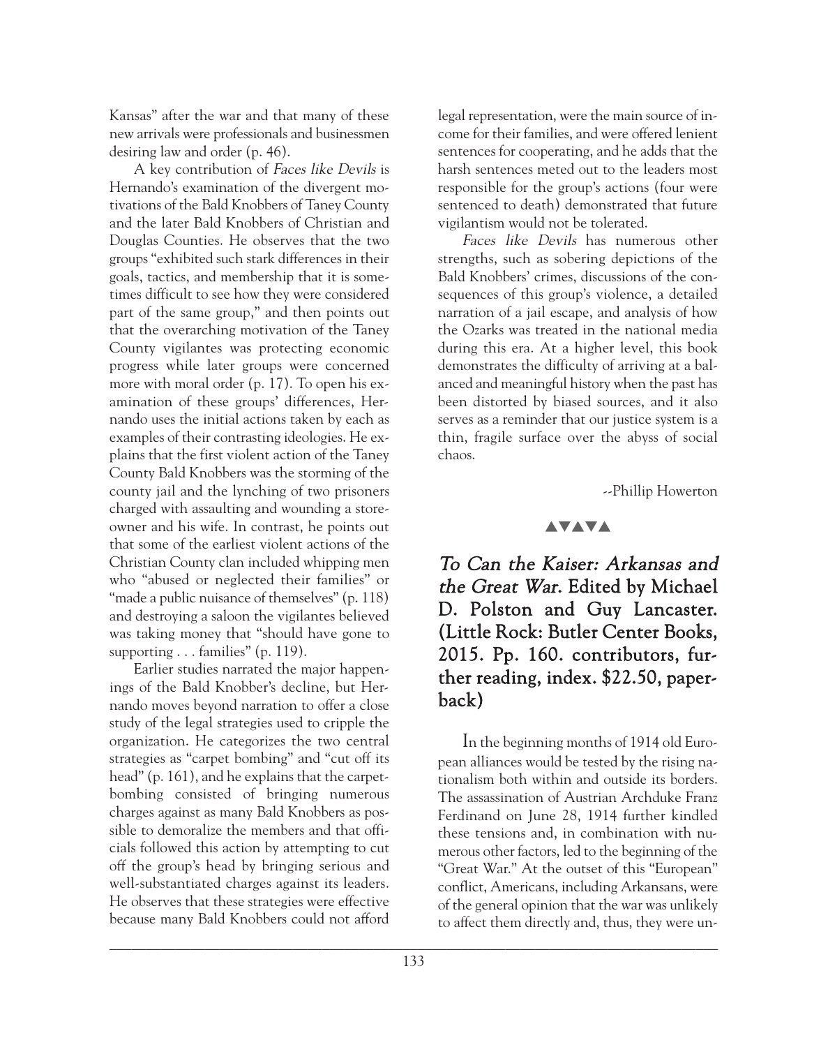Kansas" after the war and that many of these new arrivals were professionals and businessmen desiring law and order (p. 46).

A key contribution of *Faces like Devils* is Hernando's examination of the divergent motivations of the Bald Knobbers of Taney County and the later Bald Knobbers of Christian and Douglas Counties. He observes that the two groups "exhibited such stark differences in their goals, tactics, and membership that it is sometimes difficult to see how they were considered part of the same group," and then points out that the overarching motivation of the Taney County vigilantes was protecting economic progress while later groups were concerned more with moral order (p. 17). To open his examination of these groups' differences, Hernando uses the initial actions taken by each as examples of their contrasting ideologies. He explains that the first violent action of the Taney County Bald Knobbers was the storming of the county jail and the lynching of two prisoners charged with assaulting and wounding a storeowner and his wife. In contrast, he points out that some of the earliest violent actions of the Christian County clan included whipping men who "abused or neglected their families" or "made a public nuisance of themselves" (p. 118) and destroying a saloon the vigilantes believed was taking money that "should have gone to supporting . . . families" (p. 119).

Earlier studies narrated the major happenings of the Bald Knobber's decline, but Hernando moves beyond narration to offer a close study of the legal strategies used to cripple the organization. He categorizes the two central strategies as "carpet bombing" and "cut off its head" (p. 161), and he explains that the carpet-bombing consisted of bringing numerous charges against as many Bald Knobbers as possible to demoralize the members and that officials followed this action by attempting to cut off the group's head by bringing serious and well-substantiated charges against its leaders. He observes that these strategies were effective because many Bald Knobbers could not afford legal representation, were the main source of income for their families, and were offered lenient sentences for cooperating, and he adds that the harsh sentences meted out to the leaders most responsible for the group's actions (four were sentenced to death) demonstrated that future vigilantism would not be tolerated.

*Faces like Devils* has numerous other strengths, such as sobering depictions of the Bald Knobbers' crimes, discussions of the consequences of this group's violence, a detailed narration of a jail escape, and analysis of how the Ozarks was treated in the national media during this era. At a higher level, this book demonstrates the difficulty of arriving at a balanced and meaningful history when the past has been distorted by biased sources, and it also serves as a reminder that our justice system is a thin, fragile surface over the abyss of social chaos.

--Phillip Howerton

▲▼▲▼▲

## *To Can the Kaiser: Arkansas and the Great War.* Edited by Michael D. Polston and Guy Lancaster. (Little Rock: Butler Center Books, 2015. Pp. 160. contributors, further reading, index. $22.50, paperback)

In the beginning months of 1914 old European alliances would be tested by the rising nationalism both within and outside its borders. The assassination of Austrian Archduke Franz Ferdinand on June 28, 1914 further kindled these tensions and, in combination with numerous other factors, led to the beginning of the "Great War." At the outset of this "European" conflict, Americans, including Arkansans, were of the general opinion that the war was unlikely to affect them directly and, thus, they were un-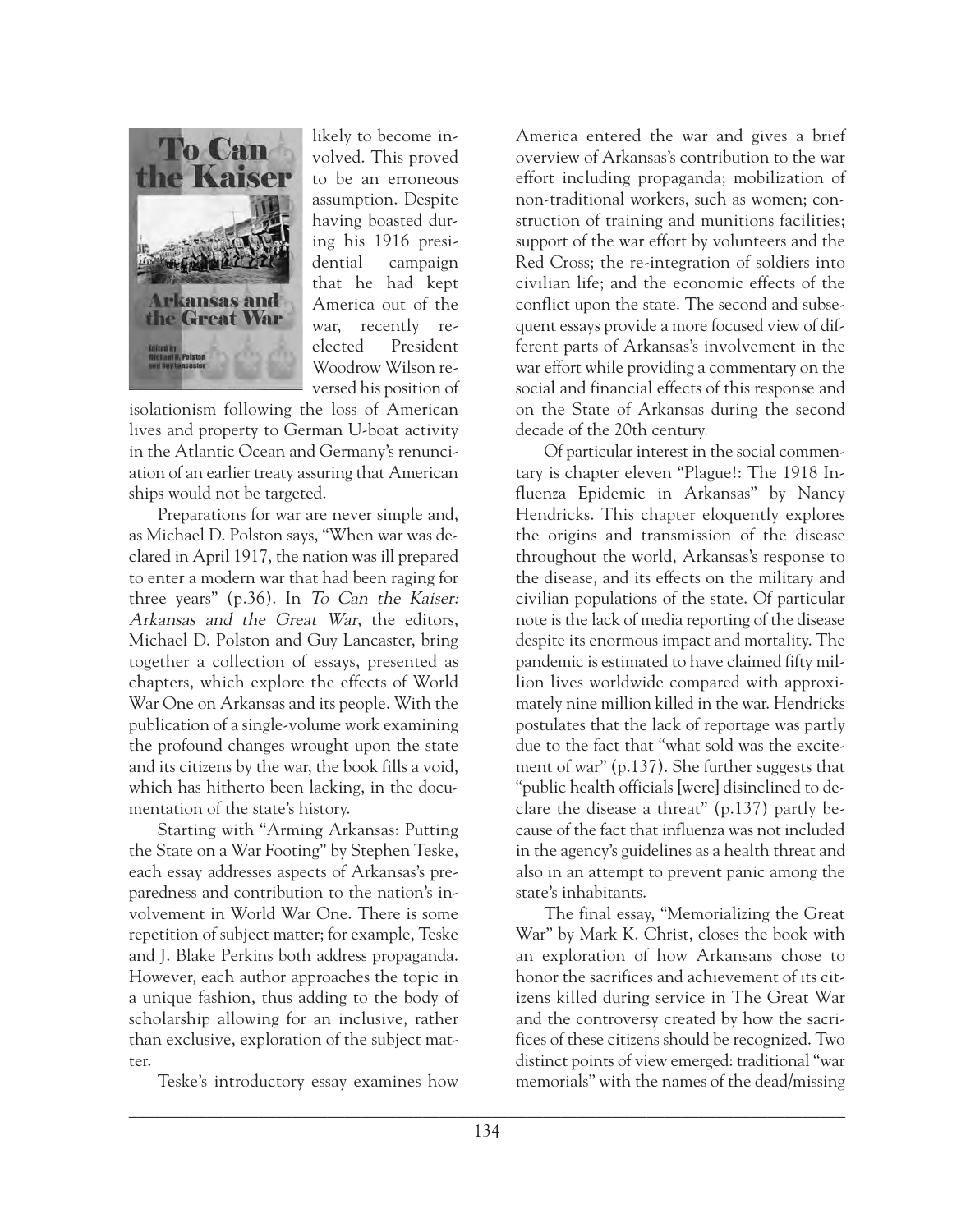likely to become involved. This proved to be an erroneous assumption. Despite having boasted during his 1916 presidential campaign that he had kept America out of the war, recently re-elected President Woodrow Wilson reversed his position of isolationism following the loss of American lives and property to German U-boat activity in the Atlantic Ocean and Germany's renunciation of an earlier treaty assuring that American ships would not be targeted.

Preparations for war are never simple and, as Michael D. Polston says, "When war was declared in April 1917, the nation was ill prepared to enter a modern war that had been raging for three years" (p.36). In *To Can the Kaiser: Arkansas and the Great War*, the editors, Michael D. Polston and Guy Lancaster, bring together a collection of essays, presented as chapters, which explore the effects of World War One on Arkansas and its people. With the publication of a single-volume work examining the profound changes wrought upon the state and its citizens by the war, the book fills a void, which has hitherto been lacking, in the documentation of the state's history.

Starting with "Arming Arkansas: Putting the State on a War Footing" by Stephen Teske, each essay addresses aspects of Arkansas's preparedness and contribution to the nation's involvement in World War One. There is some repetition of subject matter; for example, Teske and J. Blake Perkins both address propaganda. However, each author approaches the topic in a unique fashion, thus adding to the body of scholarship allowing for an inclusive, rather than exclusive, exploration of the subject matter.

Teske's introductory essay examines how America entered the war and gives a brief overview of Arkansas's contribution to the war effort including propaganda; mobilization of non-traditional workers, such as women; construction of training and munitions facilities; support of the war effort by volunteers and the Red Cross; the re-integration of soldiers into civilian life; and the economic effects of the conflict upon the state. The second and subsequent essays provide a more focused view of different parts of Arkansas's involvement in the war effort while providing a commentary on the social and financial effects of this response and on the State of Arkansas during the second decade of the 20th century.

Of particular interest in the social commentary is chapter eleven "Plague!: The 1918 Influenza Epidemic in Arkansas" by Nancy Hendricks. This chapter eloquently explores the origins and transmission of the disease throughout the world, Arkansas's response to the disease, and its effects on the military and civilian populations of the state. Of particular note is the lack of media reporting of the disease despite its enormous impact and mortality. The pandemic is estimated to have claimed fifty million lives worldwide compared with approximately nine million killed in the war. Hendricks postulates that the lack of reportage was partly due to the fact that "what sold was the excitement of war" (p.137). She further suggests that "public health officials [were] disinclined to declare the disease a threat" (p.137) partly because of the fact that influenza was not included in the agency's guidelines as a health threat and also in an attempt to prevent panic among the state's inhabitants.

The final essay, "Memorializing the Great War" by Mark K. Christ, closes the book with an exploration of how Arkansans chose to honor the sacrifices and achievement of its citizens killed during service in The Great War and the controversy created by how the sacrifices of these citizens should be recognized. Two distinct points of view emerged: traditional "war memorials" with the names of the dead/missing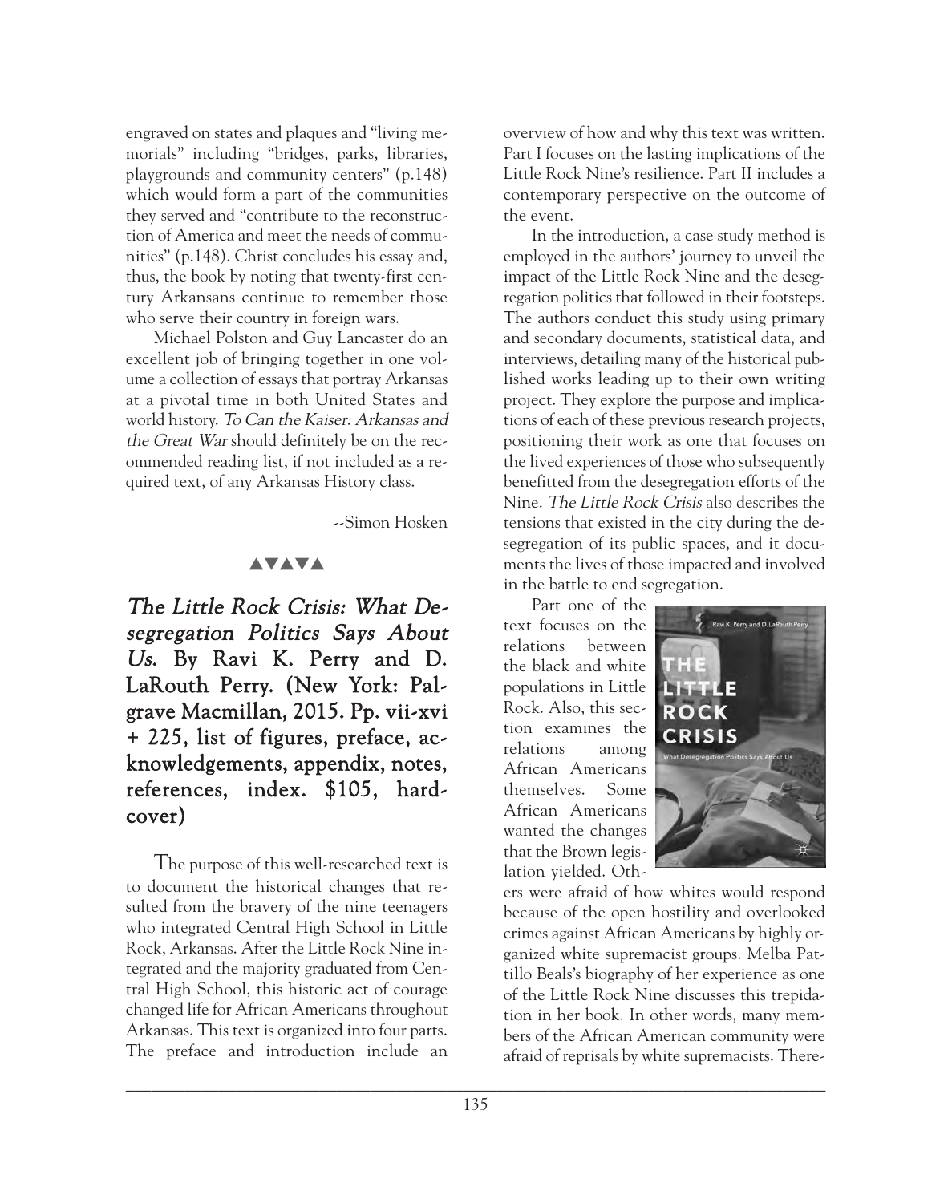engraved on states and plaques and "living memorials" including "bridges, parks, libraries, playgrounds and community centers" (p.148) which would form a part of the communities they served and "contribute to the reconstruction of America and meet the needs of communities" (p.148). Christ concludes his essay and, thus, the book by noting that twenty-first century Arkansans continue to remember those who serve their country in foreign wars.

Michael Polston and Guy Lancaster do an excellent job of bringing together in one volume a collection of essays that portray Arkansas at a pivotal time in both United States and world history. *To Can the Kaiser: Arkansas and the Great War* should definitely be on the recommended reading list, if not included as a required text, of any Arkansas History class.

--Simon Hosken

▲▼▲▼▲

## *The Little Rock Crisis: What Desegregation Politics Says About Us.* By Ravi K. Perry and D. LaRouth Perry. (New York: Palgrave Macmillan, 2015. Pp. vii-xvi + 225, list of figures, preface, acknowledgements, appendix, notes, references, index. $105, hardcover)

The purpose of this well-researched text is to document the historical changes that resulted from the bravery of the nine teenagers who integrated Central High School in Little Rock, Arkansas. After the Little Rock Nine integrated and the majority graduated from Central High School, this historic act of courage changed life for African Americans throughout Arkansas. This text is organized into four parts. The preface and introduction include an overview of how and why this text was written. Part I focuses on the lasting implications of the Little Rock Nine's resilience. Part II includes a contemporary perspective on the outcome of the event.

In the introduction, a case study method is employed in the authors' journey to unveil the impact of the Little Rock Nine and the desegregation politics that followed in their footsteps. The authors conduct this study using primary and secondary documents, statistical data, and interviews, detailing many of the historical published works leading up to their own writing project. They explore the purpose and implications of each of these previous research projects, positioning their work as one that focuses on the lived experiences of those who subsequently benefitted from the desegregation efforts of the Nine. *The Little Rock Crisis* also describes the tensions that existed in the city during the desegregation of its public spaces, and it documents the lives of those impacted and involved in the battle to end segregation.

Part one of the text focuses on the relations between the black and white populations in Little Rock. Also, this section examines the relations among African Americans themselves. Some African Americans wanted the changes that the Brown legislation yielded. Others were afraid of how whites would respond because of the open hostility and overlooked crimes against African Americans by highly organized white supremacist groups. Melba Pattillo Beals's biography of her experience as one of the Little Rock Nine discusses this trepidation in her book. In other words, many members of the African American community were afraid of reprisals by white supremacists. There-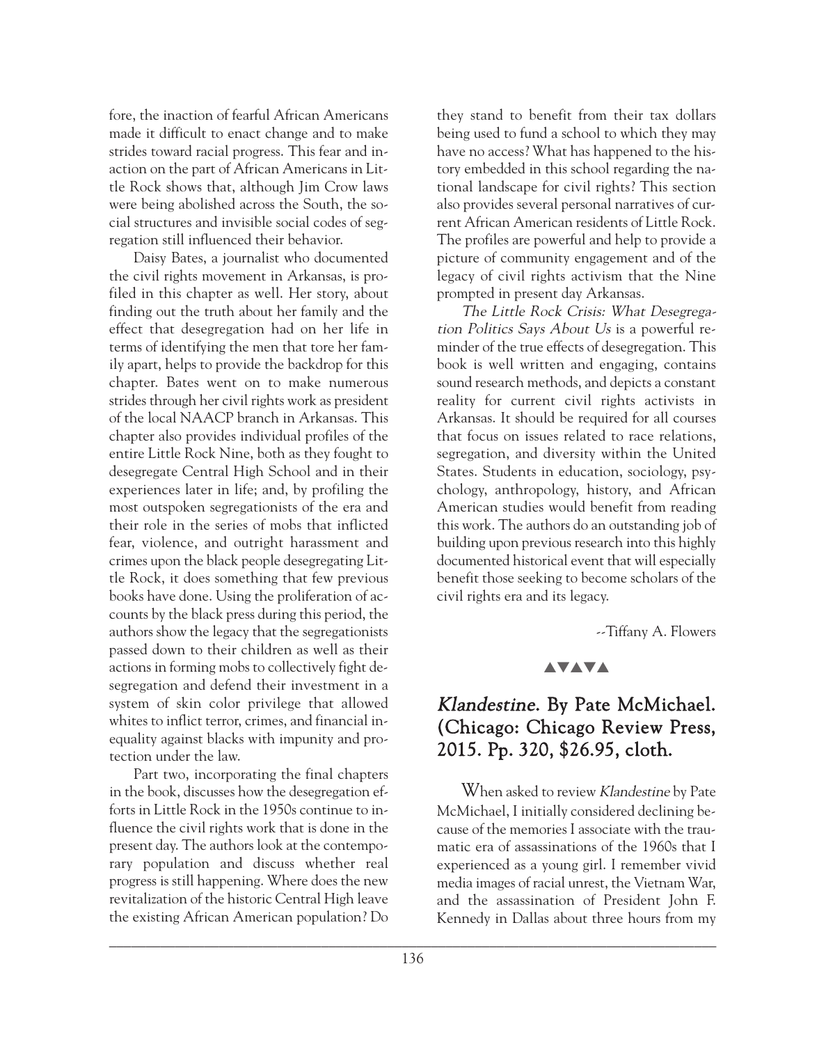fore, the inaction of fearful African Americans made it difficult to enact change and to make strides toward racial progress. This fear and inaction on the part of African Americans in Little Rock shows that, although Jim Crow laws were being abolished across the South, the social structures and invisible social codes of segregation still influenced their behavior.

Daisy Bates, a journalist who documented the civil rights movement in Arkansas, is profiled in this chapter as well. Her story, about finding out the truth about her family and the effect that desegregation had on her life in terms of identifying the men that tore her family apart, helps to provide the backdrop for this chapter. Bates went on to make numerous strides through her civil rights work as president of the local NAACP branch in Arkansas. This chapter also provides individual profiles of the entire Little Rock Nine, both as they fought to desegregate Central High School and in their experiences later in life; and, by profiling the most outspoken segregationists of the era and their role in the series of mobs that inflicted fear, violence, and outright harassment and crimes upon the black people desegregating Little Rock, it does something that few previous books have done. Using the proliferation of accounts by the black press during this period, the authors show the legacy that the segregationists passed down to their children as well as their actions in forming mobs to collectively fight desegregation and defend their investment in a system of skin color privilege that allowed whites to inflict terror, crimes, and financial inequality against blacks with impunity and protection under the law.

Part two, incorporating the final chapters in the book, discusses how the desegregation efforts in Little Rock in the 1950s continue to influence the civil rights work that is done in the present day. The authors look at the contemporary population and discuss whether real progress is still happening. Where does the new revitalization of the historic Central High leave the existing African American population? Do they stand to benefit from their tax dollars being used to fund a school to which they may have no access? What has happened to the history embedded in this school regarding the national landscape for civil rights? This section also provides several personal narratives of current African American residents of Little Rock. The profiles are powerful and help to provide a picture of community engagement and of the legacy of civil rights activism that the Nine prompted in present day Arkansas.

*The Little Rock Crisis: What Desegregation Politics Says About Us* is a powerful reminder of the true effects of desegregation. This book is well written and engaging, contains sound research methods, and depicts a constant reality for current civil rights activists in Arkansas. It should be required for all courses that focus on issues related to race relations, segregation, and diversity within the United States. Students in education, sociology, psychology, anthropology, history, and African American studies would benefit from reading this work. The authors do an outstanding job of building upon previous research into this highly documented historical event that will especially benefit those seeking to become scholars of the civil rights era and its legacy.

--Tiffany A. Flowers

▲▼▲▼▲

## *Klandestine*. By Pate McMichael. (Chicago: Chicago Review Press, 2015. Pp. 320, $26.95, cloth.

When asked to review *Klandestine* by Pate McMichael, I initially considered declining because of the memories I associate with the traumatic era of assassinations of the 1960s that I experienced as a young girl. I remember vivid media images of racial unrest, the Vietnam War, and the assassination of President John F. Kennedy in Dallas about three hours from my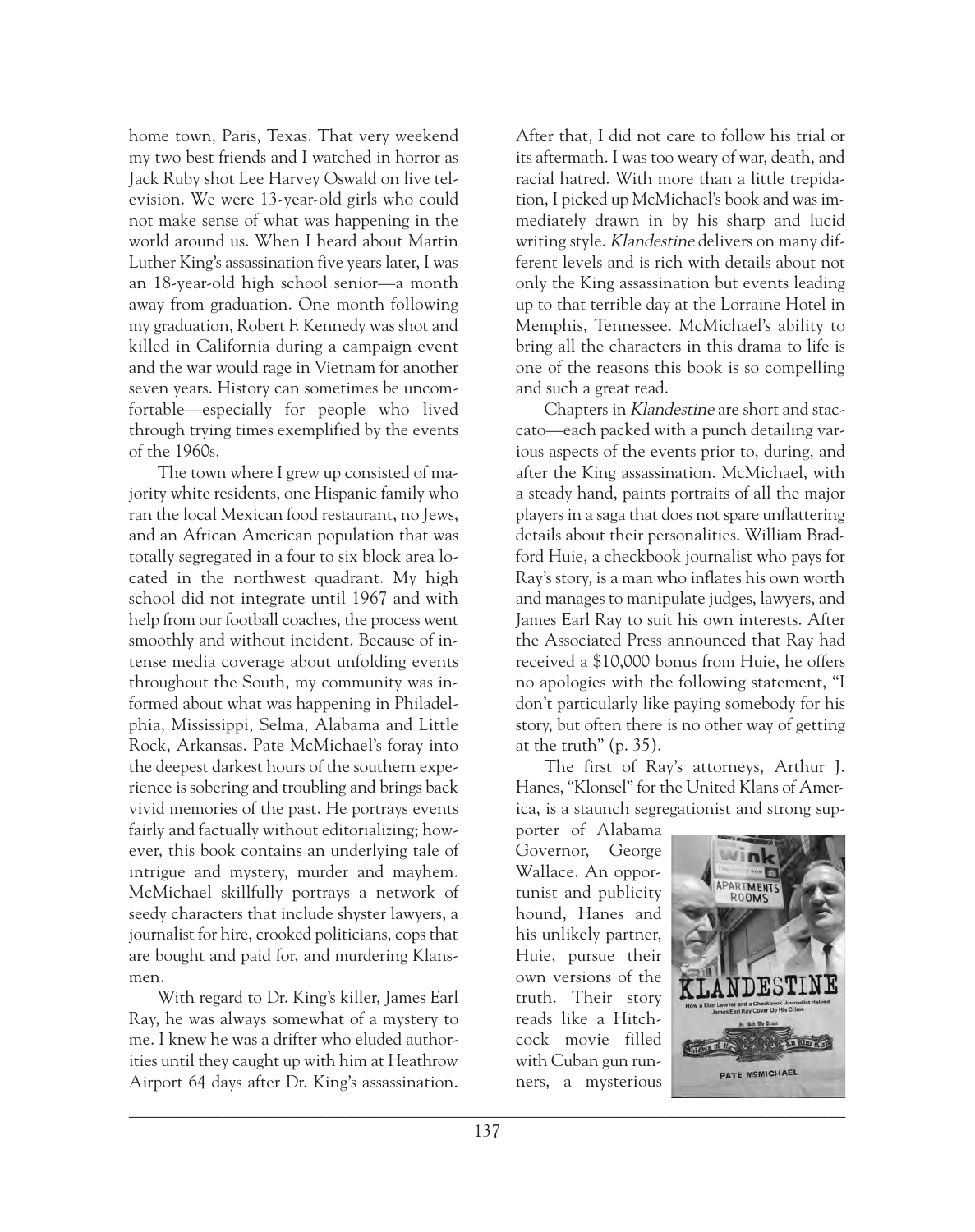home town, Paris, Texas. That very weekend my two best friends and I watched in horror as Jack Ruby shot Lee Harvey Oswald on live television. We were 13-year-old girls who could not make sense of what was happening in the world around us. When I heard about Martin Luther King's assassination five years later, I was an 18-year-old high school senior—a month away from graduation. One month following my graduation, Robert F. Kennedy was shot and killed in California during a campaign event and the war would rage in Vietnam for another seven years. History can sometimes be uncomfortable—especially for people who lived through trying times exemplified by the events of the 1960s.

The town where I grew up consisted of majority white residents, one Hispanic family who ran the local Mexican food restaurant, no Jews, and an African American population that was totally segregated in a four to six block area located in the northwest quadrant. My high school did not integrate until 1967 and with help from our football coaches, the process went smoothly and without incident. Because of intense media coverage about unfolding events throughout the South, my community was informed about what was happening in Philadelphia, Mississippi, Selma, Alabama and Little Rock, Arkansas. Pate McMichael's foray into the deepest darkest hours of the southern experience is sobering and troubling and brings back vivid memories of the past. He portrays events fairly and factually without editorializing; however, this book contains an underlying tale of intrigue and mystery, murder and mayhem. McMichael skillfully portrays a network of seedy characters that include shyster lawyers, a journalist for hire, crooked politicians, cops that are bought and paid for, and murdering Klansmen.

With regard to Dr. King's killer, James Earl Ray, he was always somewhat of a mystery to me. I knew he was a drifter who eluded authorities until they caught up with him at Heathrow Airport 64 days after Dr. King's assassination. After that, I did not care to follow his trial or its aftermath. I was too weary of war, death, and racial hatred. With more than a little trepidation, I picked up McMichael's book and was immediately drawn in by his sharp and lucid writing style. *Klandestine* delivers on many different levels and is rich with details about not only the King assassination but events leading up to that terrible day at the Lorraine Hotel in Memphis, Tennessee. McMichael's ability to bring all the characters in this drama to life is one of the reasons this book is so compelling and such a great read.

Chapters in *Klandestine* are short and staccato—each packed with a punch detailing various aspects of the events prior to, during, and after the King assassination. McMichael, with a steady hand, paints portraits of all the major players in a saga that does not spare unflattering details about their personalities. William Bradford Huie, a checkbook journalist who pays for Ray's story, is a man who inflates his own worth and manages to manipulate judges, lawyers, and James Earl Ray to suit his own interests. After the Associated Press announced that Ray had received a $10,000 bonus from Huie, he offers no apologies with the following statement, "I don't particularly like paying somebody for his story, but often there is no other way of getting at the truth" (p. 35).

The first of Ray's attorneys, Arthur J. Hanes, "Klonsel" for the United Klans of America, is a staunch segregationist and strong supporter of Alabama Governor, George Wallace. An opportunist and publicity hound, Hanes and his unlikely partner, Huie, pursue their own versions of the truth. Their story reads like a Hitchcock movie filled with Cuban gun runners, a mysterious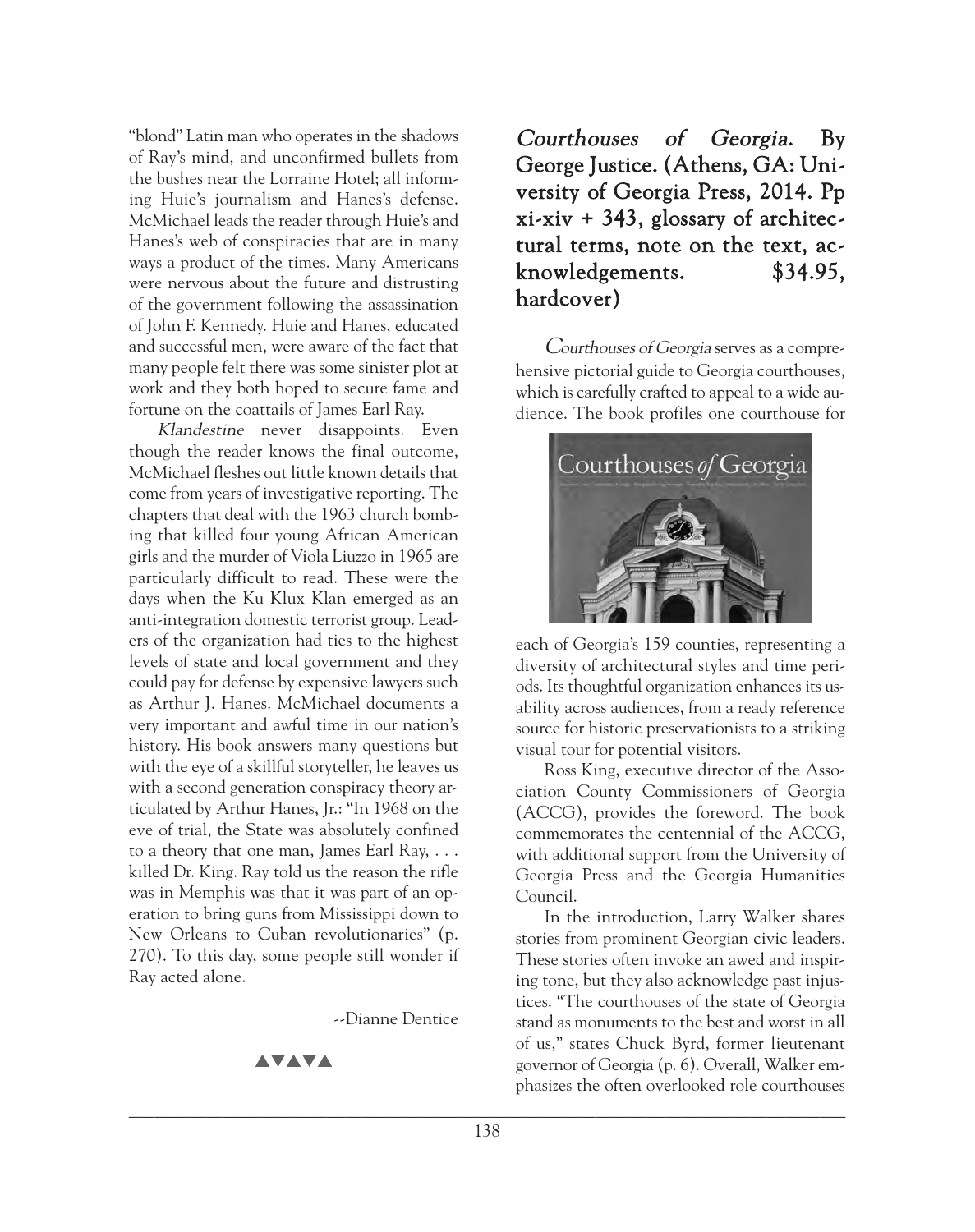"blond" Latin man who operates in the shadows of Ray's mind, and unconfirmed bullets from the bushes near the Lorraine Hotel; all informing Huie's journalism and Hanes's defense. McMichael leads the reader through Huie's and Hanes's web of conspiracies that are in many ways a product of the times. Many Americans were nervous about the future and distrusting of the government following the assassination of John F. Kennedy. Huie and Hanes, educated and successful men, were aware of the fact that many people felt there was some sinister plot at work and they both hoped to secure fame and fortune on the coattails of James Earl Ray.

*Klandestine* never disappoints. Even though the reader knows the final outcome, McMichael fleshes out little known details that come from years of investigative reporting. The chapters that deal with the 1963 church bombing that killed four young African American girls and the murder of Viola Liuzzo in 1965 are particularly difficult to read. These were the days when the Ku Klux Klan emerged as an anti-integration domestic terrorist group. Leaders of the organization had ties to the highest levels of state and local government and they could pay for defense by expensive lawyers such as Arthur J. Hanes. McMichael documents a very important and awful time in our nation's history. His book answers many questions but with the eye of a skillful storyteller, he leaves us with a second generation conspiracy theory articulated by Arthur Hanes, Jr.: "In 1968 on the eve of trial, the State was absolutely confined to a theory that one man, James Earl Ray, . . . killed Dr. King. Ray told us the reason the rifle was in Memphis was that it was part of an operation to bring guns from Mississippi down to New Orleans to Cuban revolutionaries" (p. 270). To this day, some people still wonder if Ray acted alone.

--Dianne Dentice

▲▼▲▼▲

## *Courthouses of Georgia*. By George Justice. (Athens, GA: University of Georgia Press, 2014. Pp xi-xiv + 343, glossary of architectural terms, note on the text, acknowledgements. $34.95, hardcover)

*Courthouses of Georgia* serves as a comprehensive pictorial guide to Georgia courthouses, which is carefully crafted to appeal to a wide audience. The book profiles one courthouse for each of Georgia's 159 counties, representing a diversity of architectural styles and time periods. Its thoughtful organization enhances its usability across audiences, from a ready reference source for historic preservationists to a striking visual tour for potential visitors.

Ross King, executive director of the Association County Commissioners of Georgia (ACCG), provides the foreword. The book commemorates the centennial of the ACCG, with additional support from the University of Georgia Press and the Georgia Humanities Council.

In the introduction, Larry Walker shares stories from prominent Georgian civic leaders. These stories often invoke an awed and inspiring tone, but they also acknowledge past injustices. "The courthouses of the state of Georgia stand as monuments to the best and worst in all of us," states Chuck Byrd, former lieutenant governor of Georgia (p. 6). Overall, Walker emphasizes the often overlooked role courthouses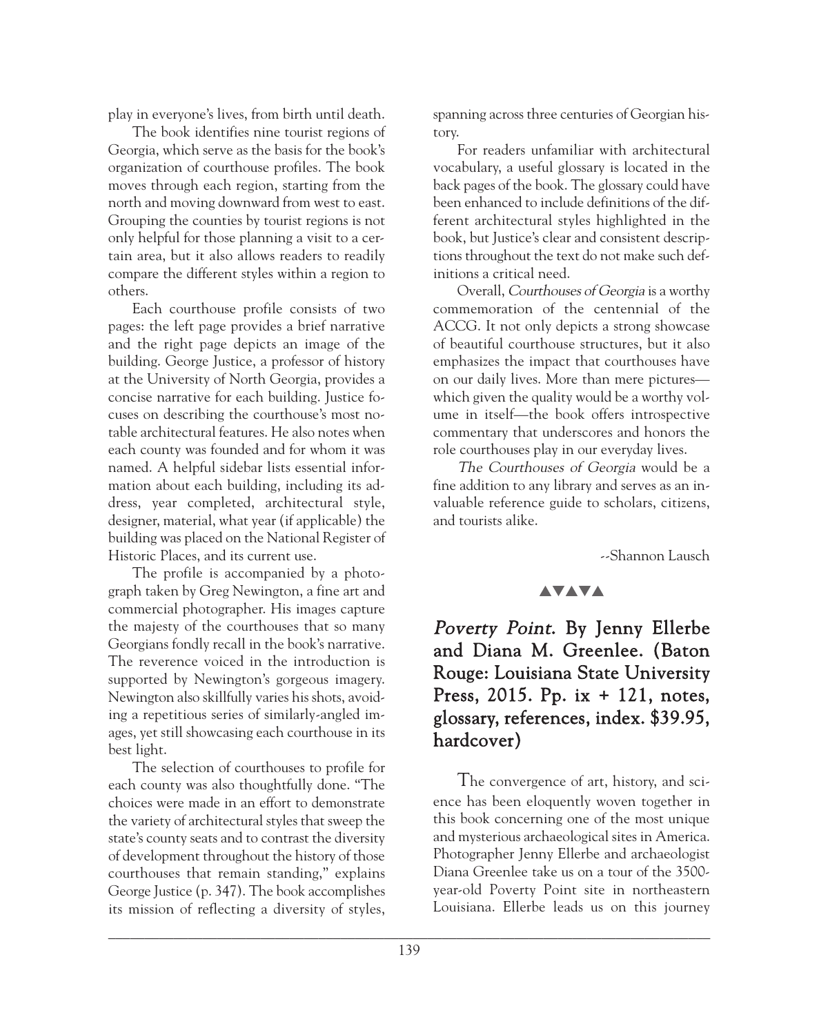play in everyone's lives, from birth until death.

The book identifies nine tourist regions of Georgia, which serve as the basis for the book's organization of courthouse profiles. The book moves through each region, starting from the north and moving downward from west to east. Grouping the counties by tourist regions is not only helpful for those planning a visit to a certain area, but it also allows readers to readily compare the different styles within a region to others.

Each courthouse profile consists of two pages: the left page provides a brief narrative and the right page depicts an image of the building. George Justice, a professor of history at the University of North Georgia, provides a concise narrative for each building. Justice focuses on describing the courthouse's most notable architectural features. He also notes when each county was founded and for whom it was named. A helpful sidebar lists essential information about each building, including its address, year completed, architectural style, designer, material, what year (if applicable) the building was placed on the National Register of Historic Places, and its current use.

The profile is accompanied by a photograph taken by Greg Newington, a fine art and commercial photographer. His images capture the majesty of the courthouses that so many Georgians fondly recall in the book's narrative. The reverence voiced in the introduction is supported by Newington's gorgeous imagery. Newington also skillfully varies his shots, avoiding a repetitious series of similarly-angled images, yet still showcasing each courthouse in its best light.

The selection of courthouses to profile for each county was also thoughtfully done. "The choices were made in an effort to demonstrate the variety of architectural styles that sweep the state's county seats and to contrast the diversity of development throughout the history of those courthouses that remain standing," explains George Justice (p. 347). The book accomplishes its mission of reflecting a diversity of styles, spanning across three centuries of Georgian history.

For readers unfamiliar with architectural vocabulary, a useful glossary is located in the back pages of the book. The glossary could have been enhanced to include definitions of the different architectural styles highlighted in the book, but Justice's clear and consistent descriptions throughout the text do not make such definitions a critical need.

Overall, *Courthouses of Georgia* is a worthy commemoration of the centennial of the ACCG. It not only depicts a strong showcase of beautiful courthouse structures, but it also emphasizes the impact that courthouses have on our daily lives. More than mere pictures—which given the quality would be a worthy volume in itself—the book offers introspective commentary that underscores and honors the role courthouses play in our everyday lives.

*The Courthouses of Georgia* would be a fine addition to any library and serves as an invaluable reference guide to scholars, citizens, and tourists alike.

--Shannon Lausch

▲▼▲▼▲

## *Poverty Point.* By Jenny Ellerbe and Diana M. Greenlee. (Baton Rouge: Louisiana State University Press, 2015. Pp. ix + 121, notes, glossary, references, index. $39.95, hardcover)

The convergence of art, history, and science has been eloquently woven together in this book concerning one of the most unique and mysterious archaeological sites in America. Photographer Jenny Ellerbe and archaeologist Diana Greenlee take us on a tour of the 3500-year-old Poverty Point site in northeastern Louisiana. Ellerbe leads us on this journey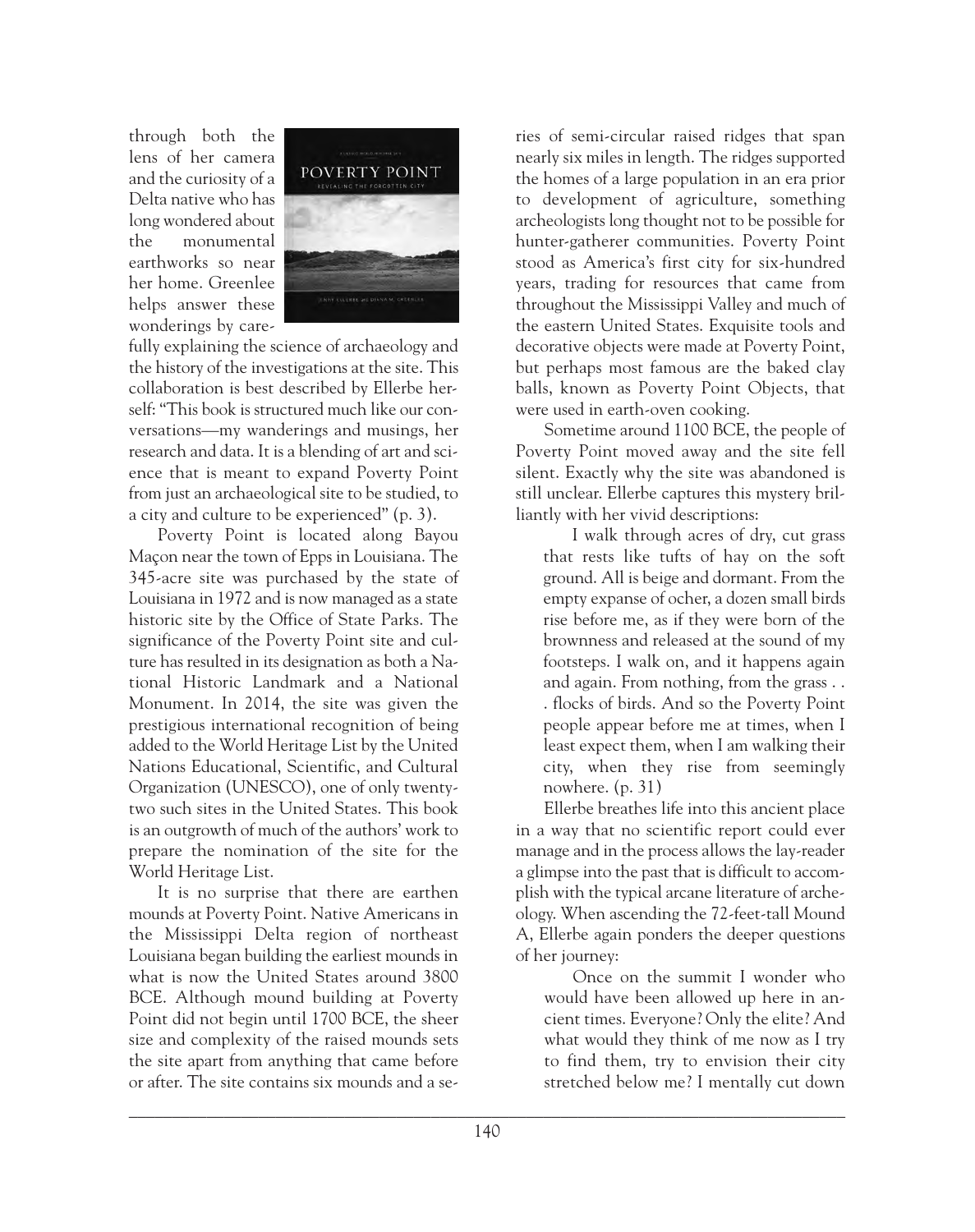through both the lens of her camera and the curiosity of a Delta native who has long wondered about the monumental earthworks so near her home. Greenlee helps answer these wonderings by carefully explaining the science of archaeology and the history of the investigations at the site. This collaboration is best described by Ellerbe herself: "This book is structured much like our conversations—my wanderings and musings, her research and data. It is a blending of art and science that is meant to expand Poverty Point from just an archaeological site to be studied, to a city and culture to be experienced" (p. 3).

Poverty Point is located along Bayou Maçon near the town of Epps in Louisiana. The 345-acre site was purchased by the state of Louisiana in 1972 and is now managed as a state historic site by the Office of State Parks. The significance of the Poverty Point site and culture has resulted in its designation as both a National Historic Landmark and a National Monument. In 2014, the site was given the prestigious international recognition of being added to the World Heritage List by the United Nations Educational, Scientific, and Cultural Organization (UNESCO), one of only twenty-two such sites in the United States. This book is an outgrowth of much of the authors' work to prepare the nomination of the site for the World Heritage List.

It is no surprise that there are earthen mounds at Poverty Point. Native Americans in the Mississippi Delta region of northeast Louisiana began building the earliest mounds in what is now the United States around 3800 BCE. Although mound building at Poverty Point did not begin until 1700 BCE, the sheer size and complexity of the raised mounds sets the site apart from anything that came before or after. The site contains six mounds and a series of semi-circular raised ridges that span nearly six miles in length. The ridges supported the homes of a large population in an era prior to development of agriculture, something archeologists long thought not to be possible for hunter-gatherer communities. Poverty Point stood as America's first city for six-hundred years, trading for resources that came from throughout the Mississippi Valley and much of the eastern United States. Exquisite tools and decorative objects were made at Poverty Point, but perhaps most famous are the baked clay balls, known as Poverty Point Objects, that were used in earth-oven cooking.

Sometime around 1100 BCE, the people of Poverty Point moved away and the site fell silent. Exactly why the site was abandoned is still unclear. Ellerbe captures this mystery brilliantly with her vivid descriptions:

> I walk through acres of dry, cut grass that rests like tufts of hay on the soft ground. All is beige and dormant. From the empty expanse of ocher, a dozen small birds rise before me, as if they were born of the brownness and released at the sound of my footsteps. I walk on, and it happens again and again. From nothing, from the grass . . . flocks of birds. And so the Poverty Point people appear before me at times, when I least expect them, when I am walking their city, when they rise from seemingly nowhere. (p. 31)

Ellerbe breathes life into this ancient place in a way that no scientific report could ever manage and in the process allows the lay-reader a glimpse into the past that is difficult to accomplish with the typical arcane literature of archeology. When ascending the 72-feet-tall Mound A, Ellerbe again ponders the deeper questions of her journey:

> Once on the summit I wonder who would have been allowed up here in ancient times. Everyone? Only the elite? And what would they think of me now as I try to find them, try to envision their city stretched below me? I mentally cut down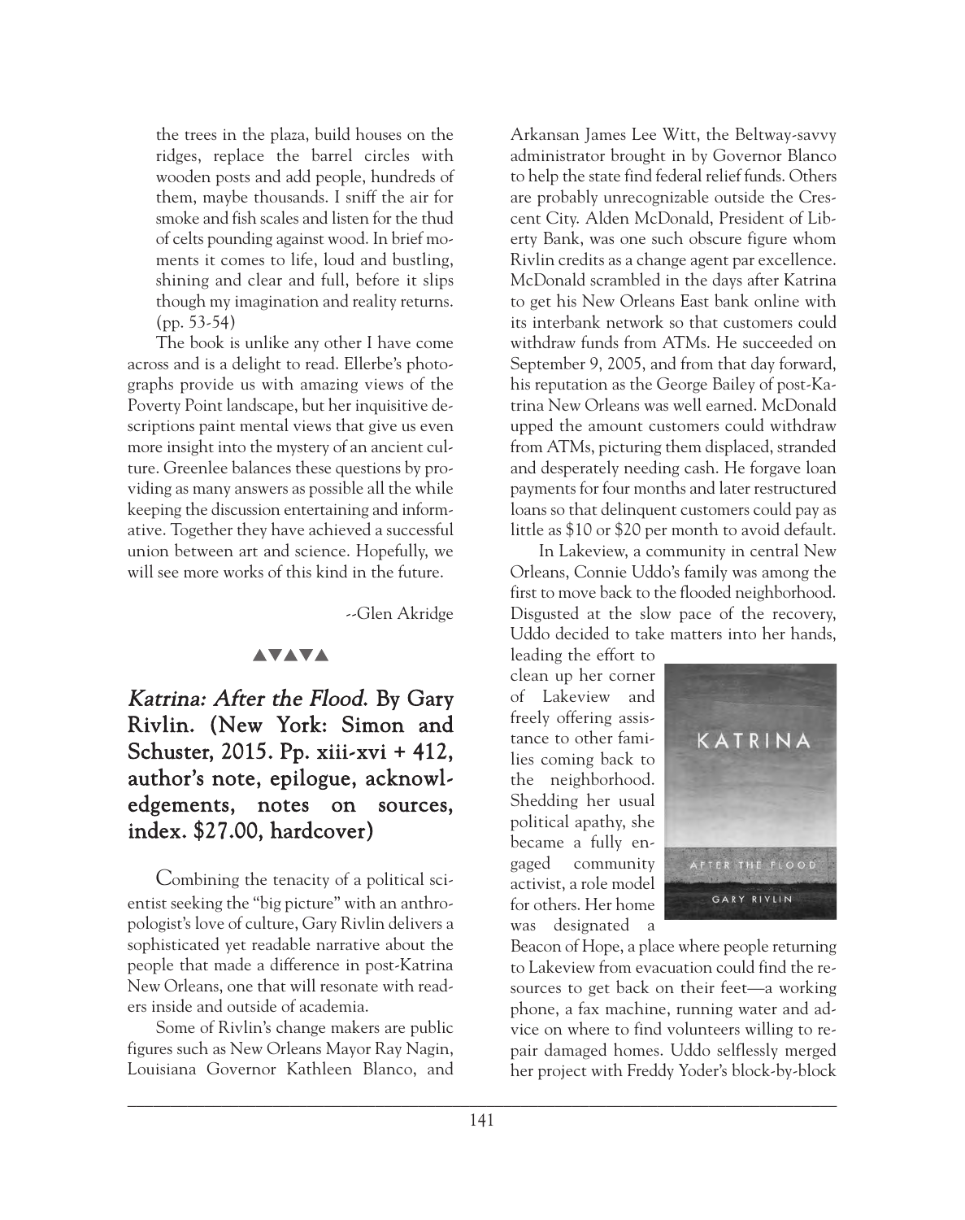the trees in the plaza, build houses on the ridges, replace the barrel circles with wooden posts and add people, hundreds of them, maybe thousands. I sniff the air for smoke and fish scales and listen for the thud of celts pounding against wood. In brief moments it comes to life, loud and bustling, shining and clear and full, before it slips though my imagination and reality returns. (pp. 53-54)

The book is unlike any other I have come across and is a delight to read. Ellerbe's photographs provide us with amazing views of the Poverty Point landscape, but her inquisitive descriptions paint mental views that give us even more insight into the mystery of an ancient culture. Greenlee balances these questions by providing as many answers as possible all the while keeping the discussion entertaining and informative. Together they have achieved a successful union between art and science. Hopefully, we will see more works of this kind in the future.

--Glen Akridge

▲▼▲▼▲

## *Katrina: After the Flood.* By Gary Rivlin. (New York: Simon and Schuster, 2015. Pp. xiii-xvi + 412, author's note, epilogue, acknowledgements, notes on sources, index. $27.00, hardcover)

Combining the tenacity of a political scientist seeking the "big picture" with an anthropologist's love of culture, Gary Rivlin delivers a sophisticated yet readable narrative about the people that made a difference in post-Katrina New Orleans, one that will resonate with readers inside and outside of academia.

Some of Rivlin's change makers are public figures such as New Orleans Mayor Ray Nagin, Louisiana Governor Kathleen Blanco, and Arkansan James Lee Witt, the Beltway-savvy administrator brought in by Governor Blanco to help the state find federal relief funds. Others are probably unrecognizable outside the Crescent City. Alden McDonald, President of Liberty Bank, was one such obscure figure whom Rivlin credits as a change agent par excellence. McDonald scrambled in the days after Katrina to get his New Orleans East bank online with its interbank network so that customers could withdraw funds from ATMs. He succeeded on September 9, 2005, and from that day forward, his reputation as the George Bailey of post-Katrina New Orleans was well earned. McDonald upped the amount customers could withdraw from ATMs, picturing them displaced, stranded and desperately needing cash. He forgave loan payments for four months and later restructured loans so that delinquent customers could pay as little as $10 or $20 per month to avoid default.

In Lakeview, a community in central New Orleans, Connie Uddo's family was among the first to move back to the flooded neighborhood. Disgusted at the slow pace of the recovery, Uddo decided to take matters into her hands, leading the effort to clean up her corner of Lakeview and freely offering assistance to other families coming back to the neighborhood. Shedding her usual political apathy, she became a fully engaged community activist, a role model for others. Her home was designated a Beacon of Hope, a place where people returning to Lakeview from evacuation could find the resources to get back on their feet—a working phone, a fax machine, running water and advice on where to find volunteers willing to repair damaged homes. Uddo selflessly merged her project with Freddy Yoder's block-by-block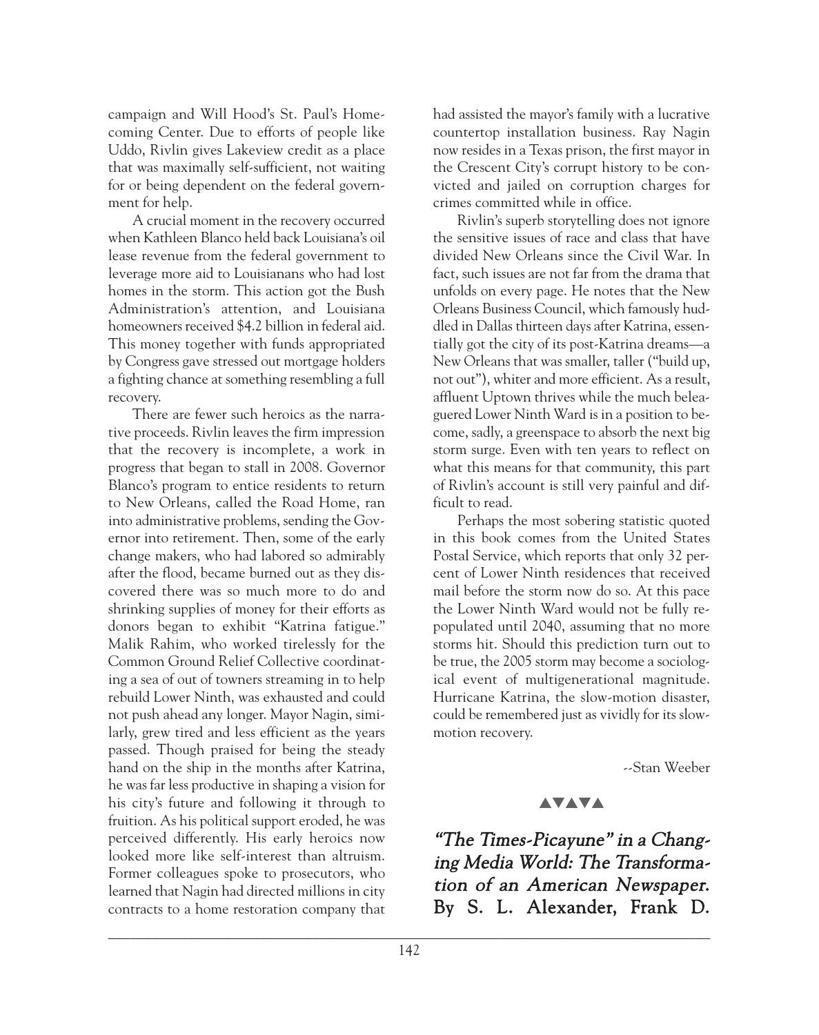campaign and Will Hood's St. Paul's Homecoming Center. Due to efforts of people like Uddo, Rivlin gives Lakeview credit as a place that was maximally self-sufficient, not waiting for or being dependent on the federal government for help.

A crucial moment in the recovery occurred when Kathleen Blanco held back Louisiana's oil lease revenue from the federal government to leverage more aid to Louisianans who had lost homes in the storm. This action got the Bush Administration's attention, and Louisiana homeowners received $4.2 billion in federal aid. This money together with funds appropriated by Congress gave stressed out mortgage holders a fighting chance at something resembling a full recovery.

There are fewer such heroics as the narrative proceeds. Rivlin leaves the firm impression that the recovery is incomplete, a work in progress that began to stall in 2008. Governor Blanco's program to entice residents to return to New Orleans, called the Road Home, ran into administrative problems, sending the Governor into retirement. Then, some of the early change makers, who had labored so admirably after the flood, became burned out as they discovered there was so much more to do and shrinking supplies of money for their efforts as donors began to exhibit "Katrina fatigue." Malik Rahim, who worked tirelessly for the Common Ground Relief Collective coordinating a sea of out of towners streaming in to help rebuild Lower Ninth, was exhausted and could not push ahead any longer. Mayor Nagin, similarly, grew tired and less efficient as the years passed. Though praised for being the steady hand on the ship in the months after Katrina, he was far less productive in shaping a vision for his city's future and following it through to fruition. As his political support eroded, he was perceived differently. His early heroics now looked more like self-interest than altruism. Former colleagues spoke to prosecutors, who learned that Nagin had directed millions in city contracts to a home restoration company that had assisted the mayor's family with a lucrative countertop installation business. Ray Nagin now resides in a Texas prison, the first mayor in the Crescent City's corrupt history to be convicted and jailed on corruption charges for crimes committed while in office.

Rivlin's superb storytelling does not ignore the sensitive issues of race and class that have divided New Orleans since the Civil War. In fact, such issues are not far from the drama that unfolds on every page. He notes that the New Orleans Business Council, which famously huddled in Dallas thirteen days after Katrina, essentially got the city of its post-Katrina dreams—a New Orleans that was smaller, taller ("build up, not out"), whiter and more efficient. As a result, affluent Uptown thrives while the much beleaguered Lower Ninth Ward is in a position to become, sadly, a greenspace to absorb the next big storm surge. Even with ten years to reflect on what this means for that community, this part of Rivlin's account is still very painful and difficult to read.

Perhaps the most sobering statistic quoted in this book comes from the United States Postal Service, which reports that only 32 percent of Lower Ninth residences that received mail before the storm now do so. At this pace the Lower Ninth Ward would not be fully repopulated until 2040, assuming that no more storms hit. Should this prediction turn out to be true, the 2005 storm may become a sociological event of multigenerational magnitude. Hurricane Katrina, the slow-motion disaster, could be remembered just as vividly for its slow-motion recovery.

--Stan Weeber

▲▼▲▼▲

***"The Times-Picayune" in a Changing Media World: The Transformation of an American Newspaper.*** **By S. L. Alexander, Frank D.**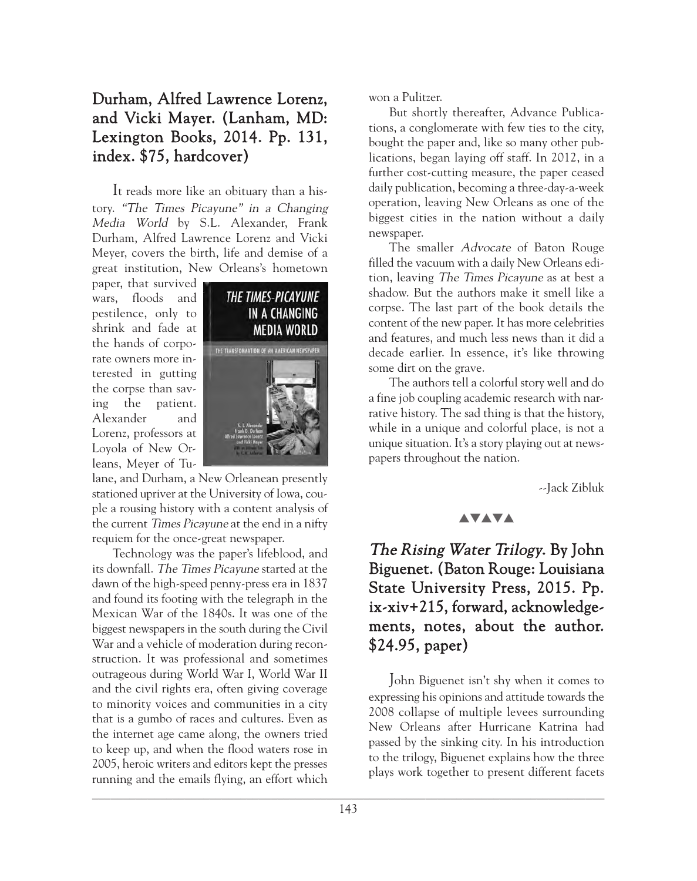## Durham, Alfred Lawrence Lorenz, and Vicki Mayer. (Lanham, MD: Lexington Books, 2014. Pp. 131, index. $75, hardcover)

It reads more like an obituary than a history. *"The Times Picayune" in a Changing Media World* by S.L. Alexander, Frank Durham, Alfred Lawrence Lorenz and Vicki Meyer, covers the birth, life and demise of a great institution, New Orleans's hometown paper, that survived wars, floods and pestilence, only to shrink and fade at the hands of corporate owners more interested in gutting the corpse than saving the patient. Alexander and Lorenz, professors at Loyola of New Orleans, Meyer of Tulane, and Durham, a New Orleanean presently stationed upriver at the University of Iowa, couple a rousing history with a content analysis of the current *Times Picayune* at the end in a nifty requiem for the once-great newspaper.

Technology was the paper's lifeblood, and its downfall. *The Times Picayune* started at the dawn of the high-speed penny-press era in 1837 and found its footing with the telegraph in the Mexican War of the 1840s. It was one of the biggest newspapers in the south during the Civil War and a vehicle of moderation during reconstruction. It was professional and sometimes outrageous during World War I, World War II and the civil rights era, often giving coverage to minority voices and communities in a city that is a gumbo of races and cultures. Even as the internet age came along, the owners tried to keep up, and when the flood waters rose in 2005, heroic writers and editors kept the presses running and the emails flying, an effort which won a Pulitzer.

But shortly thereafter, Advance Publications, a conglomerate with few ties to the city, bought the paper and, like so many other publications, began laying off staff. In 2012, in a further cost-cutting measure, the paper ceased daily publication, becoming a three-day-a-week operation, leaving New Orleans as one of the biggest cities in the nation without a daily newspaper.

The smaller *Advocate* of Baton Rouge filled the vacuum with a daily New Orleans edition, leaving *The Times Picayune* as at best a shadow. But the authors make it smell like a corpse. The last part of the book details the content of the new paper. It has more celebrities and features, and much less news than it did a decade earlier. In essence, it's like throwing some dirt on the grave.

The authors tell a colorful story well and do a fine job coupling academic research with narrative history. The sad thing is that the history, while in a unique and colorful place, is not a unique situation. It's a story playing out at newspapers throughout the nation.

--Jack Zibluk

▲▼▲▼▲

## *The Rising Water Trilogy*. By John Biguenet. (Baton Rouge: Louisiana State University Press, 2015. Pp. ix-xiv+215, forward, acknowledgements, notes, about the author. $24.95, paper)

John Biguenet isn't shy when it comes to expressing his opinions and attitude towards the 2008 collapse of multiple levees surrounding New Orleans after Hurricane Katrina had passed by the sinking city. In his introduction to the trilogy, Biguenet explains how the three plays work together to present different facets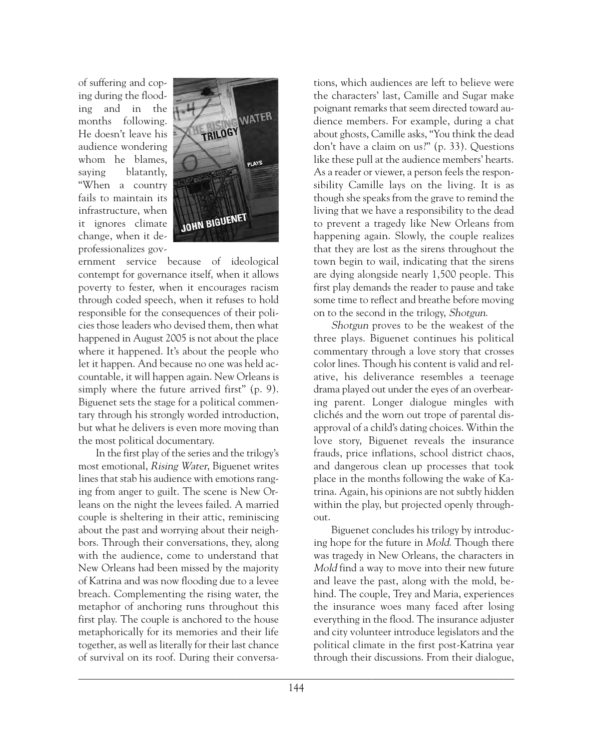of suffering and coping during the flooding and in the months following. He doesn't leave his audience wondering whom he blames, saying blatantly, "When a country fails to maintain its infrastructure, when it ignores climate change, when it deprofessionalizes government service because of ideological contempt for governance itself, when it allows poverty to fester, when it encourages racism through coded speech, when it refuses to hold responsible for the consequences of their policies those leaders who devised them, then what happened in August 2005 is not about the place where it happened. It's about the people who let it happen. And because no one was held accountable, it will happen again. New Orleans is simply where the future arrived first" (p. 9). Biguenet sets the stage for a political commentary through his strongly worded introduction, but what he delivers is even more moving than the most political documentary.

In the first play of the series and the trilogy's most emotional, *Rising Water*, Biguenet writes lines that stab his audience with emotions ranging from anger to guilt. The scene is New Orleans on the night the levees failed. A married couple is sheltering in their attic, reminiscing about the past and worrying about their neighbors. Through their conversations, they, along with the audience, come to understand that New Orleans had been missed by the majority of Katrina and was now flooding due to a levee breach. Complementing the rising water, the metaphor of anchoring runs throughout this first play. The couple is anchored to the house metaphorically for its memories and their life together, as well as literally for their last chance of survival on its roof. During their conversations, which audiences are left to believe were the characters' last, Camille and Sugar make poignant remarks that seem directed toward audience members. For example, during a chat about ghosts, Camille asks, "You think the dead don't have a claim on us?" (p. 33). Questions like these pull at the audience members' hearts. As a reader or viewer, a person feels the responsibility Camille lays on the living. It is as though she speaks from the grave to remind the living that we have a responsibility to the dead to prevent a tragedy like New Orleans from happening again. Slowly, the couple realizes that they are lost as the sirens throughout the town begin to wail, indicating that the sirens are dying alongside nearly 1,500 people. This first play demands the reader to pause and take some time to reflect and breathe before moving on to the second in the trilogy, *Shotgun*.

*Shotgun* proves to be the weakest of the three plays. Biguenet continues his political commentary through a love story that crosses color lines. Though his content is valid and relative, his deliverance resembles a teenage drama played out under the eyes of an overbearing parent. Longer dialogue mingles with clichés and the worn out trope of parental disapproval of a child's dating choices. Within the love story, Biguenet reveals the insurance frauds, price inflations, school district chaos, and dangerous clean up processes that took place in the months following the wake of Katrina. Again, his opinions are not subtly hidden within the play, but projected openly throughout.

Biguenet concludes his trilogy by introducing hope for the future in *Mold*. Though there was tragedy in New Orleans, the characters in *Mold* find a way to move into their new future and leave the past, along with the mold, behind. The couple, Trey and Maria, experiences the insurance woes many faced after losing everything in the flood. The insurance adjuster and city volunteer introduce legislators and the political climate in the first post-Katrina year through their discussions. From their dialogue,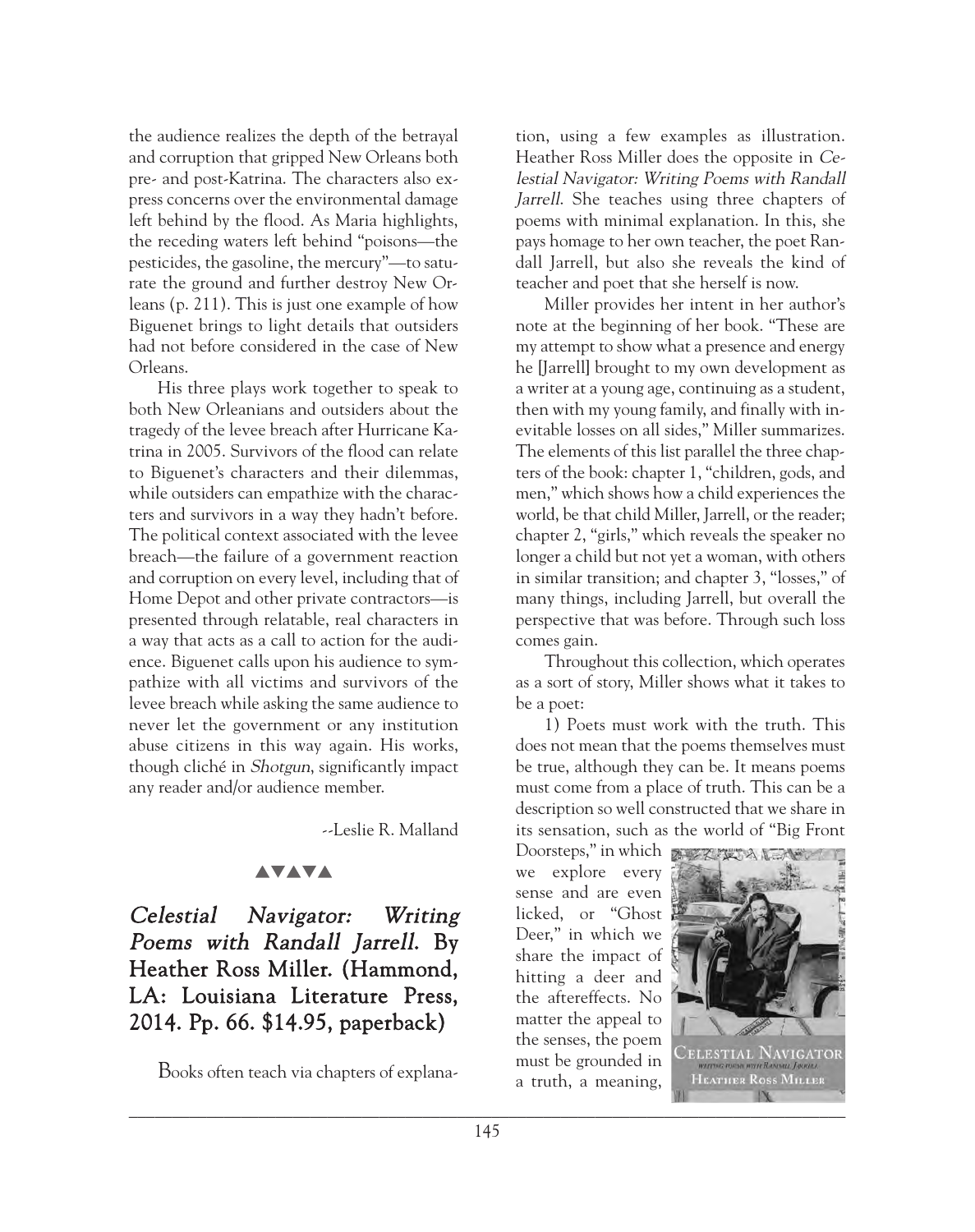the audience realizes the depth of the betrayal and corruption that gripped New Orleans both pre- and post-Katrina. The characters also express concerns over the environmental damage left behind by the flood. As Maria highlights, the receding waters left behind "poisons—the pesticides, the gasoline, the mercury"—to saturate the ground and further destroy New Orleans (p. 211). This is just one example of how Biguenet brings to light details that outsiders had not before considered in the case of New Orleans.

His three plays work together to speak to both New Orleanians and outsiders about the tragedy of the levee breach after Hurricane Katrina in 2005. Survivors of the flood can relate to Biguenet's characters and their dilemmas, while outsiders can empathize with the characters and survivors in a way they hadn't before. The political context associated with the levee breach—the failure of a government reaction and corruption on every level, including that of Home Depot and other private contractors—is presented through relatable, real characters in a way that acts as a call to action for the audience. Biguenet calls upon his audience to sympathize with all victims and survivors of the levee breach while asking the same audience to never let the government or any institution abuse citizens in this way again. His works, though cliché in *Shotgun*, significantly impact any reader and/or audience member.

--Leslie R. Malland

▲▼▲▼▲

## *Celestial Navigator: Writing Poems with Randall Jarrell.* By Heather Ross Miller. (Hammond, LA: Louisiana Literature Press, 2014. Pp. 66. $14.95, paperback)

Books often teach via chapters of explanation, using a few examples as illustration. Heather Ross Miller does the opposite in *Celestial Navigator: Writing Poems with Randall Jarrell*. She teaches using three chapters of poems with minimal explanation. In this, she pays homage to her own teacher, the poet Randall Jarrell, but also she reveals the kind of teacher and poet that she herself is now.

Miller provides her intent in her author's note at the beginning of her book. "These are my attempt to show what a presence and energy he [Jarrell] brought to my own development as a writer at a young age, continuing as a student, then with my young family, and finally with inevitable losses on all sides," Miller summarizes. The elements of this list parallel the three chapters of the book: chapter 1, "children, gods, and men," which shows how a child experiences the world, be that child Miller, Jarrell, or the reader; chapter 2, "girls," which reveals the speaker no longer a child but not yet a woman, with others in similar transition; and chapter 3, "losses," of many things, including Jarrell, but overall the perspective that was before. Through such loss comes gain.

Throughout this collection, which operates as a sort of story, Miller shows what it takes to be a poet:

1) Poets must work with the truth. This does not mean that the poems themselves must be true, although they can be. It means poems must come from a place of truth. This can be a description so well constructed that we share in its sensation, such as the world of "Big Front Doorsteps," in which we explore every sense and are even licked, or "Ghost Deer," in which we share the impact of hitting a deer and the aftereffects. No matter the appeal to the senses, the poem must be grounded in a truth, a meaning,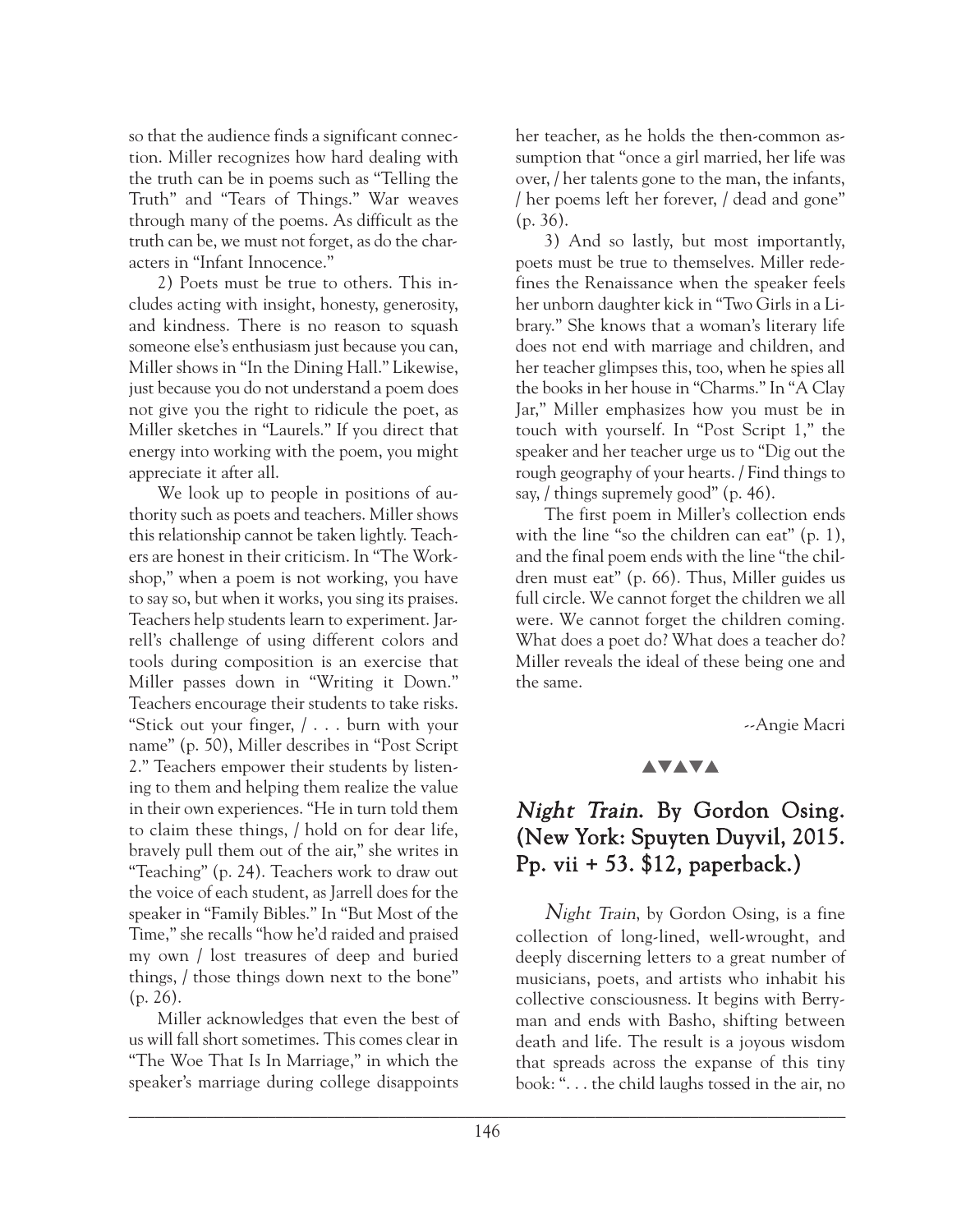so that the audience finds a significant connection. Miller recognizes how hard dealing with the truth can be in poems such as "Telling the Truth" and "Tears of Things." War weaves through many of the poems. As difficult as the truth can be, we must not forget, as do the characters in "Infant Innocence."

2) Poets must be true to others. This includes acting with insight, honesty, generosity, and kindness. There is no reason to squash someone else's enthusiasm just because you can, Miller shows in "In the Dining Hall." Likewise, just because you do not understand a poem does not give you the right to ridicule the poet, as Miller sketches in "Laurels." If you direct that energy into working with the poem, you might appreciate it after all.

We look up to people in positions of authority such as poets and teachers. Miller shows this relationship cannot be taken lightly. Teachers are honest in their criticism. In "The Workshop," when a poem is not working, you have to say so, but when it works, you sing its praises. Teachers help students learn to experiment. Jarrell's challenge of using different colors and tools during composition is an exercise that Miller passes down in "Writing it Down." Teachers encourage their students to take risks. "Stick out your finger, / . . . burn with your name" (p. 50), Miller describes in "Post Script 2." Teachers empower their students by listening to them and helping them realize the value in their own experiences. "He in turn told them to claim these things, / hold on for dear life, bravely pull them out of the air," she writes in "Teaching" (p. 24). Teachers work to draw out the voice of each student, as Jarrell does for the speaker in "Family Bibles." In "But Most of the Time," she recalls "how he'd raided and praised my own / lost treasures of deep and buried things, / those things down next to the bone" (p. 26).

Miller acknowledges that even the best of us will fall short sometimes. This comes clear in "The Woe That Is In Marriage," in which the speaker's marriage during college disappoints her teacher, as he holds the then-common assumption that "once a girl married, her life was over, / her talents gone to the man, the infants, / her poems left her forever, / dead and gone" (p. 36).

3) And so lastly, but most importantly, poets must be true to themselves. Miller redefines the Renaissance when the speaker feels her unborn daughter kick in "Two Girls in a Library." She knows that a woman's literary life does not end with marriage and children, and her teacher glimpses this, too, when he spies all the books in her house in "Charms." In "A Clay Jar," Miller emphasizes how you must be in touch with yourself. In "Post Script 1," the speaker and her teacher urge us to "Dig out the rough geography of your hearts. / Find things to say, / things supremely good" (p. 46).

The first poem in Miller's collection ends with the line "so the children can eat" (p. 1), and the final poem ends with the line "the children must eat" (p. 66). Thus, Miller guides us full circle. We cannot forget the children we all were. We cannot forget the children coming. What does a poet do? What does a teacher do? Miller reveals the ideal of these being one and the same.

--Angie Macri

▲▼▲▼▲

## *Night Train*. By Gordon Osing. (New York: Spuyten Duyvil, 2015. Pp. vii + 53. $12, paperback.)

*Night Train*, by Gordon Osing, is a fine collection of long-lined, well-wrought, and deeply discerning letters to a great number of musicians, poets, and artists who inhabit his collective consciousness. It begins with Berryman and ends with Basho, shifting between death and life. The result is a joyous wisdom that spreads across the expanse of this tiny book: ". . . the child laughs tossed in the air, no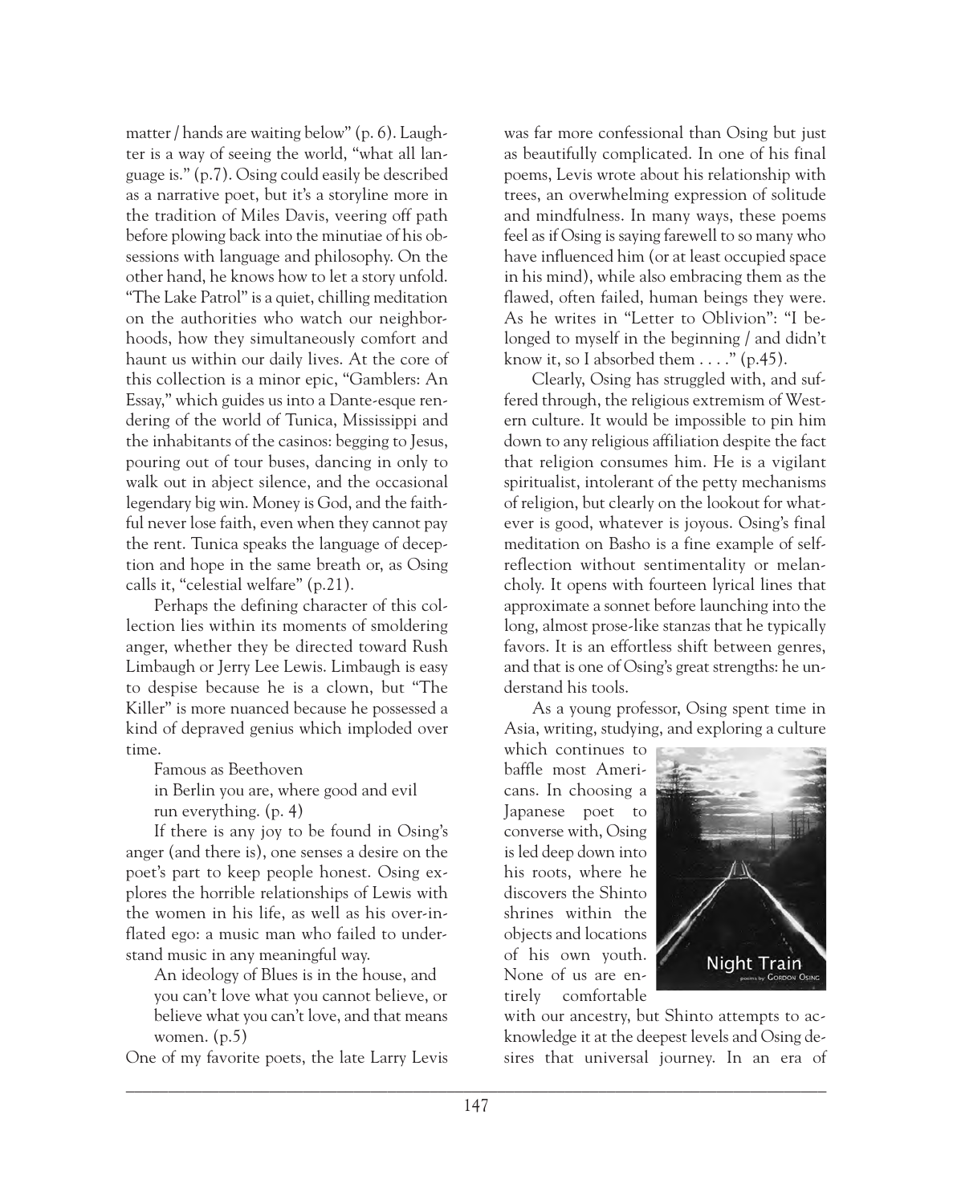matter / hands are waiting below" (p. 6). Laughter is a way of seeing the world, "what all language is." (p.7). Osing could easily be described as a narrative poet, but it's a storyline more in the tradition of Miles Davis, veering off path before plowing back into the minutiae of his obsessions with language and philosophy. On the other hand, he knows how to let a story unfold. "The Lake Patrol" is a quiet, chilling meditation on the authorities who watch our neighborhoods, how they simultaneously comfort and haunt us within our daily lives. At the core of this collection is a minor epic, "Gamblers: An Essay," which guides us into a Dante-esque rendering of the world of Tunica, Mississippi and the inhabitants of the casinos: begging to Jesus, pouring out of tour buses, dancing in only to walk out in abject silence, and the occasional legendary big win. Money is God, and the faithful never lose faith, even when they cannot pay the rent. Tunica speaks the language of deception and hope in the same breath or, as Osing calls it, "celestial welfare" (p.21).

Perhaps the defining character of this collection lies within its moments of smoldering anger, whether they be directed toward Rush Limbaugh or Jerry Lee Lewis. Limbaugh is easy to despise because he is a clown, but "The Killer" is more nuanced because he possessed a kind of depraved genius which imploded over time.

> Famous as Beethoven
> in Berlin you are, where good and evil
> run everything. (p. 4)

If there is any joy to be found in Osing's anger (and there is), one senses a desire on the poet's part to keep people honest. Osing explores the horrible relationships of Lewis with the women in his life, as well as his over-inflated ego: a music man who failed to understand music in any meaningful way.

> An ideology of Blues is in the house, and
> you can't love what you cannot believe, or
> believe what you can't love, and that means
> women. (p.5)

One of my favorite poets, the late Larry Levis was far more confessional than Osing but just as beautifully complicated. In one of his final poems, Levis wrote about his relationship with trees, an overwhelming expression of solitude and mindfulness. In many ways, these poems feel as if Osing is saying farewell to so many who have influenced him (or at least occupied space in his mind), while also embracing them as the flawed, often failed, human beings they were. As he writes in "Letter to Oblivion": "I belonged to myself in the beginning / and didn't know it, so I absorbed them . . . ." (p.45).

Clearly, Osing has struggled with, and suffered through, the religious extremism of Western culture. It would be impossible to pin him down to any religious affiliation despite the fact that religion consumes him. He is a vigilant spiritualist, intolerant of the petty mechanisms of religion, but clearly on the lookout for whatever is good, whatever is joyous. Osing's final meditation on Basho is a fine example of self-reflection without sentimentality or melancholy. It opens with fourteen lyrical lines that approximate a sonnet before launching into the long, almost prose-like stanzas that he typically favors. It is an effortless shift between genres, and that is one of Osing's great strengths: he understand his tools.

As a young professor, Osing spent time in Asia, writing, studying, and exploring a culture which continues to baffle most Americans. In choosing a Japanese poet to converse with, Osing is led deep down into his roots, where he discovers the Shinto shrines within the objects and locations of his own youth. None of us are entirely comfortable with our ancestry, but Shinto attempts to acknowledge it at the deepest levels and Osing desires that universal journey. In an era of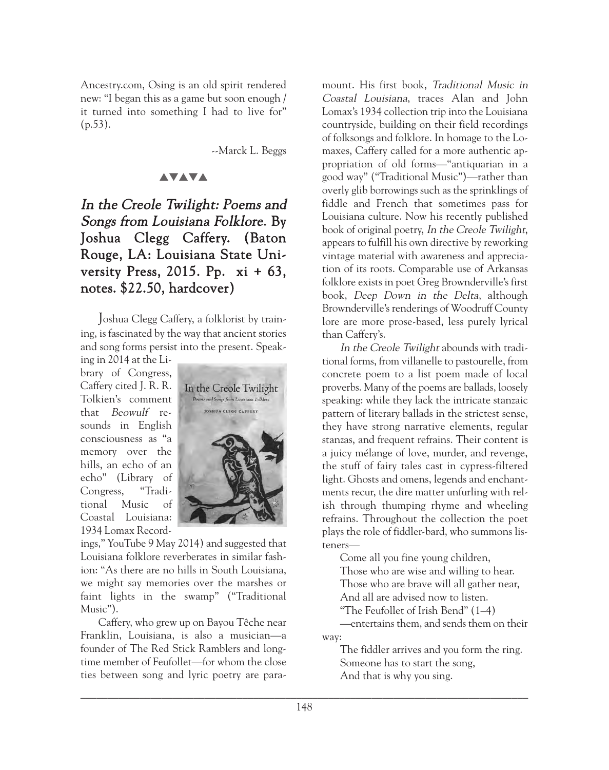Ancestry.com, Osing is an old spirit rendered new: "I began this as a game but soon enough / it turned into something I had to live for" (p.53).

--Marck L. Beggs

▲▼▲▼▲

## *In the Creole Twilight: Poems and Songs from Louisiana Folklore*. By Joshua Clegg Caffery. (Baton Rouge, LA: Louisiana State University Press, 2015. Pp. xi + 63, notes. $22.50, hardcover)

Joshua Clegg Caffery, a folklorist by training, is fascinated by the way that ancient stories and song forms persist into the present. Speaking in 2014 at the Library of Congress, Caffery cited J. R. R. Tolkien's comment that *Beowulf* resounds in English consciousness as "a memory over the hills, an echo of an echo" (Library of Congress, "Traditional Music of Coastal Louisiana: 1934 Lomax Recordings," YouTube 9 May 2014) and suggested that Louisiana folklore reverberates in similar fashion: "As there are no hills in South Louisiana, we might say memories over the marshes or faint lights in the swamp" ("Traditional Music").

Caffery, who grew up on Bayou Têche near Franklin, Louisiana, is also a musician—a founder of The Red Stick Ramblers and longtime member of Feufollet—for whom the close ties between song and lyric poetry are paramount. His first book, *Traditional Music in Coastal Louisiana*, traces Alan and John Lomax's 1934 collection trip into the Louisiana countryside, building on their field recordings of folksongs and folklore. In homage to the Lomaxes, Caffery called for a more authentic appropriation of old forms—"antiquarian in a good way" ("Traditional Music")—rather than overly glib borrowings such as the sprinklings of fiddle and French that sometimes pass for Louisiana culture. Now his recently published book of original poetry, *In the Creole Twilight*, appears to fulfill his own directive by reworking vintage material with awareness and appreciation of its roots. Comparable use of Arkansas folklore exists in poet Greg Brownderville's first book, *Deep Down in the Delta*, although Brownderville's renderings of Woodruff County lore are more prose-based, less purely lyrical than Caffery's.

*In the Creole Twilight* abounds with traditional forms, from villanelle to pastourelle, from concrete poem to a list poem made of local proverbs. Many of the poems are ballads, loosely speaking: while they lack the intricate stanzaic pattern of literary ballads in the strictest sense, they have strong narrative elements, regular stanzas, and frequent refrains. Their content is a juicy mélange of love, murder, and revenge, the stuff of fairy tales cast in cypress-filtered light. Ghosts and omens, legends and enchantments recur, the dire matter unfurling with relish through thumping rhyme and wheeling refrains. Throughout the collection the poet plays the role of fiddler-bard, who summons listeners—

> Come all you fine young children,
> Those who are wise and willing to hear.
> Those who are brave will all gather near,
> And all are advised now to listen.
> "The Feufollet of Irish Bend" (1–4)

—entertains them, and sends them on their way:

> The fiddler arrives and you form the ring.
> Someone has to start the song,
> And that is why you sing.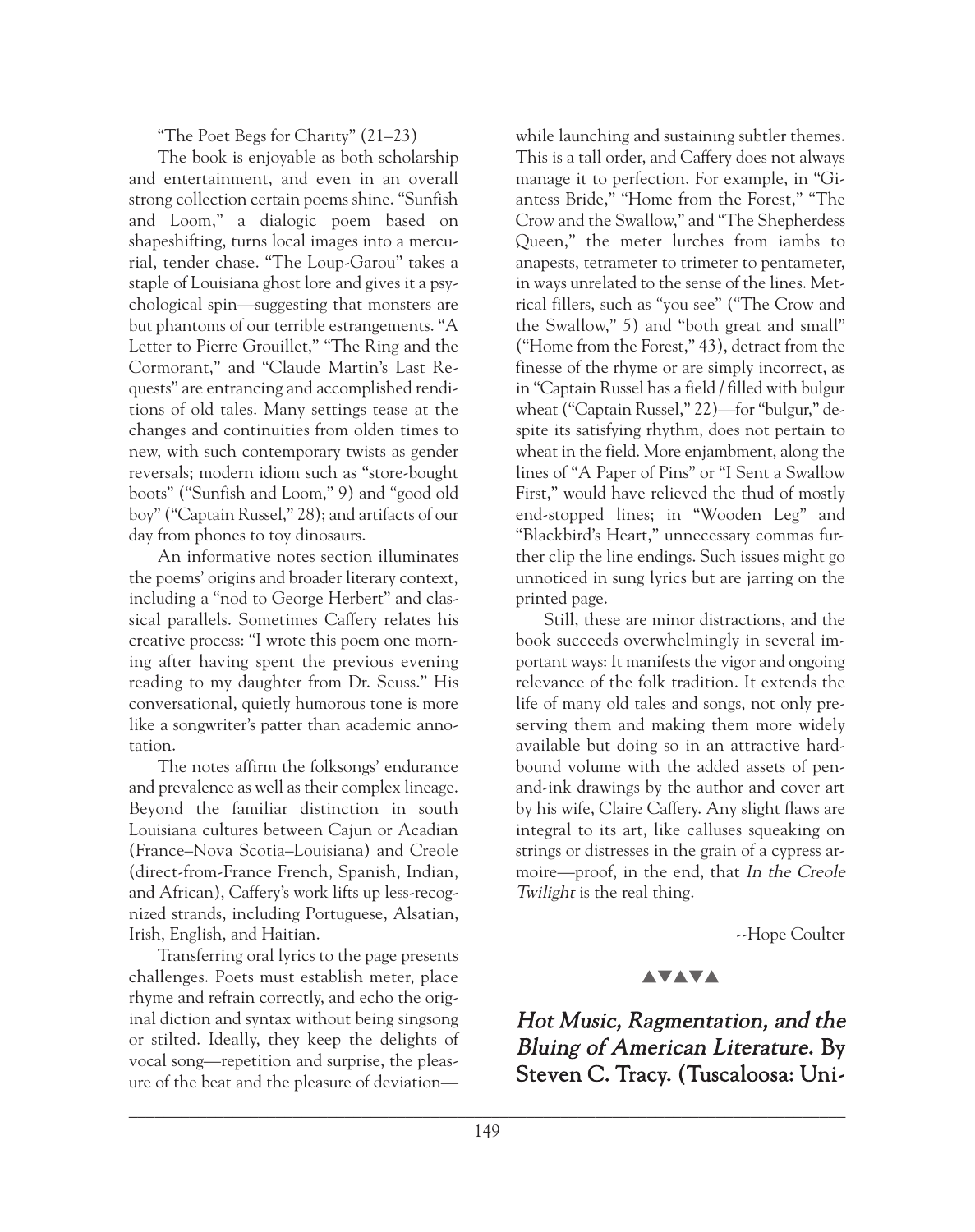"The Poet Begs for Charity" (21–23)

The book is enjoyable as both scholarship and entertainment, and even in an overall strong collection certain poems shine. "Sunfish and Loom," a dialogic poem based on shapeshifting, turns local images into a mercurial, tender chase. "The Loup-Garou" takes a staple of Louisiana ghost lore and gives it a psychological spin—suggesting that monsters are but phantoms of our terrible estrangements. "A Letter to Pierre Grouillet," "The Ring and the Cormorant," and "Claude Martin's Last Requests" are entrancing and accomplished renditions of old tales. Many settings tease at the changes and continuities from olden times to new, with such contemporary twists as gender reversals; modern idiom such as "store-bought boots" ("Sunfish and Loom," 9) and "good old boy" ("Captain Russel," 28); and artifacts of our day from phones to toy dinosaurs.

An informative notes section illuminates the poems' origins and broader literary context, including a "nod to George Herbert" and classical parallels. Sometimes Caffery relates his creative process: "I wrote this poem one morning after having spent the previous evening reading to my daughter from Dr. Seuss." His conversational, quietly humorous tone is more like a songwriter's patter than academic annotation.

The notes affirm the folksongs' endurance and prevalence as well as their complex lineage. Beyond the familiar distinction in south Louisiana cultures between Cajun or Acadian (France–Nova Scotia–Louisiana) and Creole (direct-from-France French, Spanish, Indian, and African), Caffery's work lifts up less-recognized strands, including Portuguese, Alsatian, Irish, English, and Haitian.

Transferring oral lyrics to the page presents challenges. Poets must establish meter, place rhyme and refrain correctly, and echo the original diction and syntax without being singsong or stilted. Ideally, they keep the delights of vocal song—repetition and surprise, the pleasure of the beat and the pleasure of deviation—while launching and sustaining subtler themes. This is a tall order, and Caffery does not always manage it to perfection. For example, in "Giantess Bride," "Home from the Forest," "The Crow and the Swallow," and "The Shepherdess Queen," the meter lurches from iambs to anapests, tetrameter to trimeter to pentameter, in ways unrelated to the sense of the lines. Metrical fillers, such as "you see" ("The Crow and the Swallow," 5) and "both great and small" ("Home from the Forest," 43), detract from the finesse of the rhyme or are simply incorrect, as in "Captain Russel has a field / filled with bulgur wheat ("Captain Russel," 22)—for "bulgur," despite its satisfying rhythm, does not pertain to wheat in the field. More enjambment, along the lines of "A Paper of Pins" or "I Sent a Swallow First," would have relieved the thud of mostly end-stopped lines; in "Wooden Leg" and "Blackbird's Heart," unnecessary commas further clip the line endings. Such issues might go unnoticed in sung lyrics but are jarring on the printed page.

Still, these are minor distractions, and the book succeeds overwhelmingly in several important ways: It manifests the vigor and ongoing relevance of the folk tradition. It extends the life of many old tales and songs, not only preserving them and making them more widely available but doing so in an attractive hardbound volume with the added assets of pen-and-ink drawings by the author and cover art by his wife, Claire Caffery. Any slight flaws are integral to its art, like calluses squeaking on strings or distresses in the grain of a cypress armoire—proof, in the end, that *In the Creole Twilight* is the real thing.

--Hope Coulter

▲▼▲▼▲

## *Hot Music, Ragmentation, and the Bluing of American Literature.* By Steven C. Tracy. (Tuscaloosa: Uni-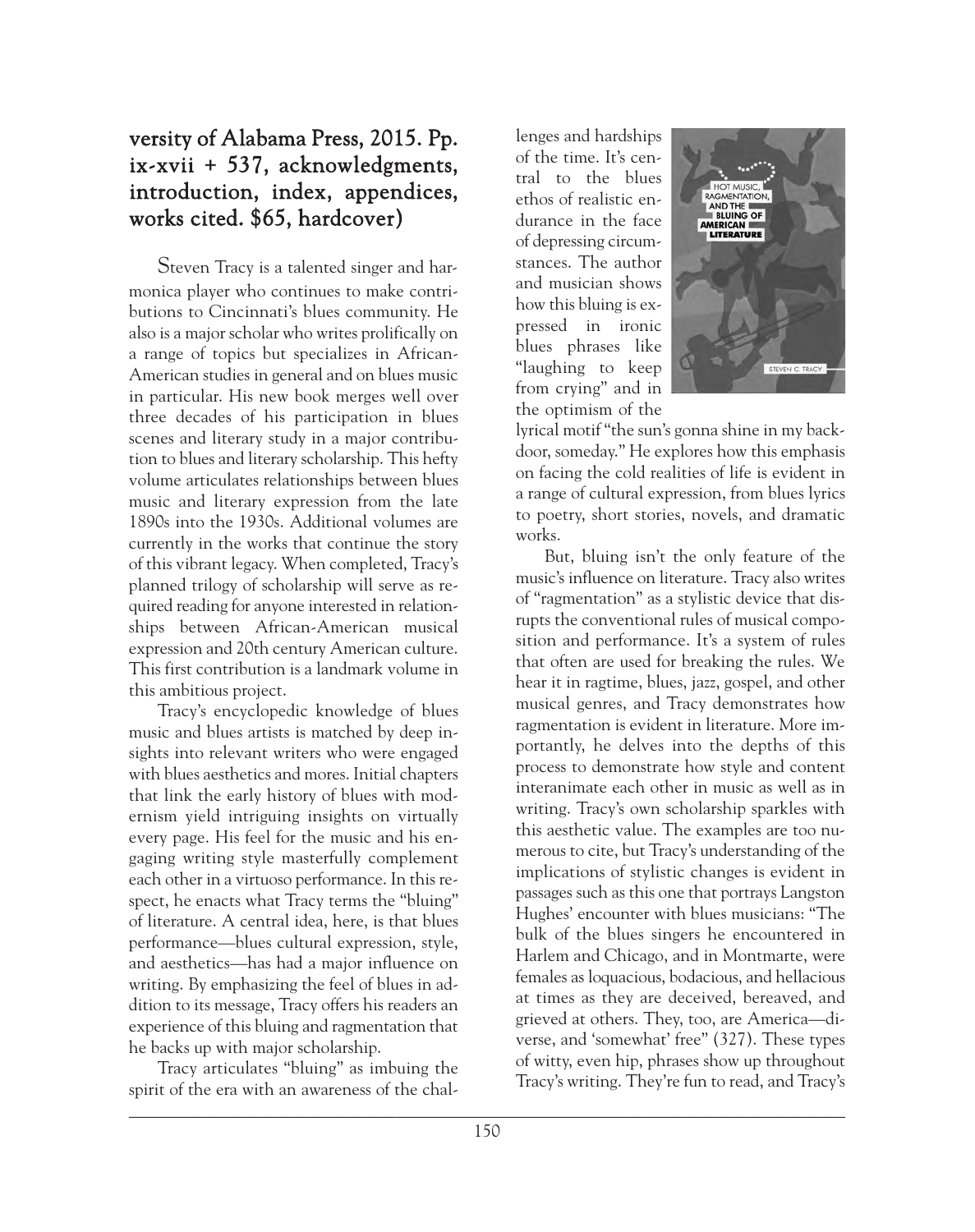**versity of Alabama Press, 2015. Pp. ix-xvii + 537, acknowledgments, introduction, index, appendices, works cited. $65, hardcover)**

Steven Tracy is a talented singer and harmonica player who continues to make contributions to Cincinnati's blues community. He also is a major scholar who writes prolifically on a range of topics but specializes in African-American studies in general and on blues music in particular. His new book merges well over three decades of his participation in blues scenes and literary study in a major contribution to blues and literary scholarship. This hefty volume articulates relationships between blues music and literary expression from the late 1890s into the 1930s. Additional volumes are currently in the works that continue the story of this vibrant legacy. When completed, Tracy's planned trilogy of scholarship will serve as required reading for anyone interested in relationships between African-American musical expression and 20th century American culture. This first contribution is a landmark volume in this ambitious project.

Tracy's encyclopedic knowledge of blues music and blues artists is matched by deep insights into relevant writers who were engaged with blues aesthetics and mores. Initial chapters that link the early history of blues with modernism yield intriguing insights on virtually every page. His feel for the music and his engaging writing style masterfully complement each other in a virtuoso performance. In this respect, he enacts what Tracy terms the "bluing" of literature. A central idea, here, is that blues performance—blues cultural expression, style, and aesthetics—has had a major influence on writing. By emphasizing the feel of blues in addition to its message, Tracy offers his readers an experience of this bluing and ragmentation that he backs up with major scholarship.

Tracy articulates "bluing" as imbuing the spirit of the era with an awareness of the challenges and hardships of the time. It's central to the blues ethos of realistic endurance in the face of depressing circumstances. The author and musician shows how this bluing is expressed in ironic blues phrases like "laughing to keep from crying" and in the optimism of the lyrical motif "the sun's gonna shine in my backdoor, someday." He explores how this emphasis on facing the cold realities of life is evident in a range of cultural expression, from blues lyrics to poetry, short stories, novels, and dramatic works.

But, bluing isn't the only feature of the music's influence on literature. Tracy also writes of "ragmentation" as a stylistic device that disrupts the conventional rules of musical composition and performance. It's a system of rules that often are used for breaking the rules. We hear it in ragtime, blues, jazz, gospel, and other musical genres, and Tracy demonstrates how ragmentation is evident in literature. More importantly, he delves into the depths of this process to demonstrate how style and content interanimate each other in music as well as in writing. Tracy's own scholarship sparkles with this aesthetic value. The examples are too numerous to cite, but Tracy's understanding of the implications of stylistic changes is evident in passages such as this one that portrays Langston Hughes' encounter with blues musicians: "The bulk of the blues singers he encountered in Harlem and Chicago, and in Montmarte, were females as loquacious, bodacious, and hellacious at times as they are deceived, bereaved, and grieved at others. They, too, are America—diverse, and 'somewhat' free" (327). These types of witty, even hip, phrases show up throughout Tracy's writing. They're fun to read, and Tracy's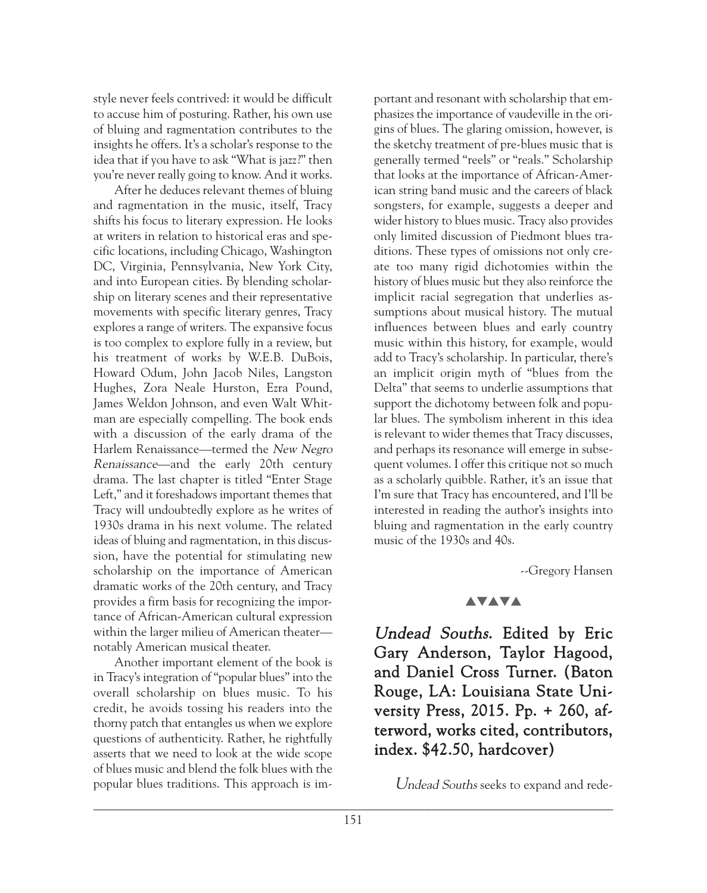style never feels contrived: it would be difficult to accuse him of posturing. Rather, his own use of bluing and ragmentation contributes to the insights he offers. It's a scholar's response to the idea that if you have to ask "What is jazz?" then you're never really going to know. And it works.

After he deduces relevant themes of bluing and ragmentation in the music, itself, Tracy shifts his focus to literary expression. He looks at writers in relation to historical eras and specific locations, including Chicago, Washington DC, Virginia, Pennsylvania, New York City, and into European cities. By blending scholarship on literary scenes and their representative movements with specific literary genres, Tracy explores a range of writers. The expansive focus is too complex to explore fully in a review, but his treatment of works by W.E.B. DuBois, Howard Odum, John Jacob Niles, Langston Hughes, Zora Neale Hurston, Ezra Pound, James Weldon Johnson, and even Walt Whitman are especially compelling. The book ends with a discussion of the early drama of the Harlem Renaissance—termed the *New Negro Renaissance*—and the early 20th century drama. The last chapter is titled "Enter Stage Left," and it foreshadows important themes that Tracy will undoubtedly explore as he writes of 1930s drama in his next volume. The related ideas of bluing and ragmentation, in this discussion, have the potential for stimulating new scholarship on the importance of American dramatic works of the 20th century, and Tracy provides a firm basis for recognizing the importance of African-American cultural expression within the larger milieu of American theater—notably American musical theater.

Another important element of the book is in Tracy's integration of "popular blues" into the overall scholarship on blues music. To his credit, he avoids tossing his readers into the thorny patch that entangles us when we explore questions of authenticity. Rather, he rightfully asserts that we need to look at the wide scope of blues music and blend the folk blues with the popular blues traditions. This approach is important and resonant with scholarship that emphasizes the importance of vaudeville in the origins of blues. The glaring omission, however, is the sketchy treatment of pre-blues music that is generally termed "reels" or "reals." Scholarship that looks at the importance of African-American string band music and the careers of black songsters, for example, suggests a deeper and wider history to blues music. Tracy also provides only limited discussion of Piedmont blues traditions. These types of omissions not only create too many rigid dichotomies within the history of blues music but they also reinforce the implicit racial segregation that underlies assumptions about musical history. The mutual influences between blues and early country music within this history, for example, would add to Tracy's scholarship. In particular, there's an implicit origin myth of "blues from the Delta" that seems to underlie assumptions that support the dichotomy between folk and popular blues. The symbolism inherent in this idea is relevant to wider themes that Tracy discusses, and perhaps its resonance will emerge in subsequent volumes. I offer this critique not so much as a scholarly quibble. Rather, it's an issue that I'm sure that Tracy has encountered, and I'll be interested in reading the author's insights into bluing and ragmentation in the early country music of the 1930s and 40s.

--Gregory Hansen

▲▼▲▼▲

## *Undead Souths*. Edited by Eric Gary Anderson, Taylor Hagood, and Daniel Cross Turner. (Baton Rouge, LA: Louisiana State University Press, 2015. Pp. + 260, afterword, works cited, contributors, index. $42.50, hardcover)

*Undead Souths* seeks to expand and rede-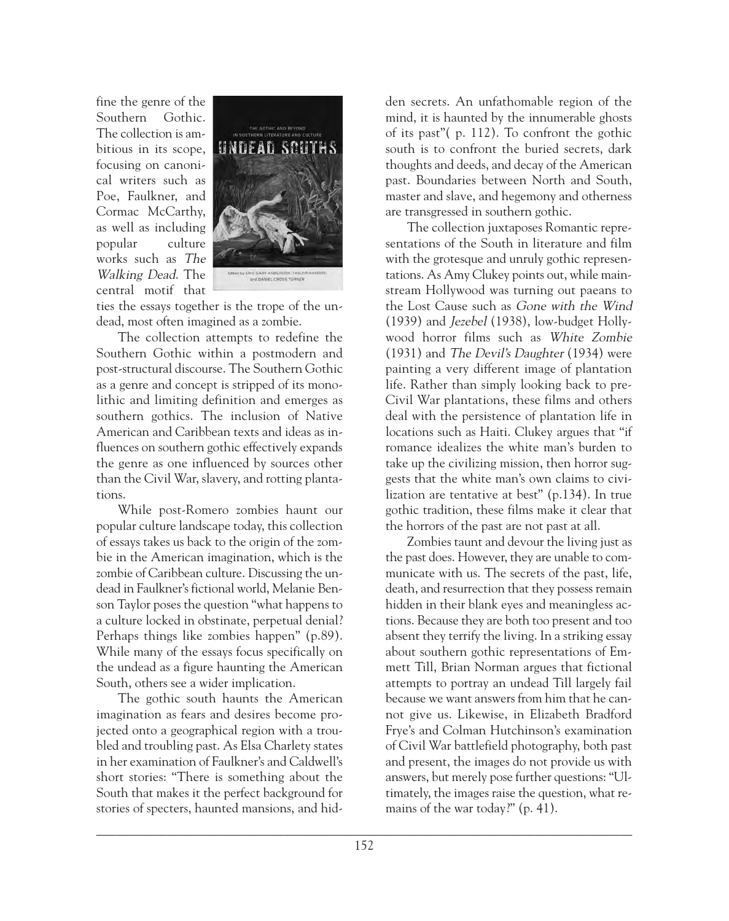fine the genre of the Southern Gothic. The collection is ambitious in its scope, focusing on canonical writers such as Poe, Faulkner, and Cormac McCarthy, as well as including popular culture works such as *The Walking Dead*. The central motif that ties the essays together is the trope of the undead, most often imagined as a zombie.

The collection attempts to redefine the Southern Gothic within a postmodern and post-structural discourse. The Southern Gothic as a genre and concept is stripped of its monolithic and limiting definition and emerges as southern gothics. The inclusion of Native American and Caribbean texts and ideas as influences on southern gothic effectively expands the genre as one influenced by sources other than the Civil War, slavery, and rotting plantations.

While post-Romero zombies haunt our popular culture landscape today, this collection of essays takes us back to the origin of the zombie in the American imagination, which is the zombie of Caribbean culture. Discussing the undead in Faulkner's fictional world, Melanie Benson Taylor poses the question "what happens to a culture locked in obstinate, perpetual denial? Perhaps things like zombies happen" (p.89). While many of the essays focus specifically on the undead as a figure haunting the American South, others see a wider implication.

The gothic south haunts the American imagination as fears and desires become projected onto a geographical region with a troubled and troubling past. As Elsa Charlety states in her examination of Faulkner's and Caldwell's short stories: "There is something about the South that makes it the perfect background for stories of specters, haunted mansions, and hidden secrets. An unfathomable region of the mind, it is haunted by the innumerable ghosts of its past"( p. 112). To confront the gothic south is to confront the buried secrets, dark thoughts and deeds, and decay of the American past. Boundaries between North and South, master and slave, and hegemony and otherness are transgressed in southern gothic.

The collection juxtaposes Romantic representations of the South in literature and film with the grotesque and unruly gothic representations. As Amy Clukey points out, while mainstream Hollywood was turning out paeans to the Lost Cause such as *Gone with the Wind* (1939) and *Jezebel* (1938), low-budget Hollywood horror films such as *White Zombie* (1931) and *The Devil's Daughter* (1934) were painting a very different image of plantation life. Rather than simply looking back to pre-Civil War plantations, these films and others deal with the persistence of plantation life in locations such as Haiti. Clukey argues that "if romance idealizes the white man's burden to take up the civilizing mission, then horror suggests that the white man's own claims to civilization are tentative at best" (p.134). In true gothic tradition, these films make it clear that the horrors of the past are not past at all.

Zombies taunt and devour the living just as the past does. However, they are unable to communicate with us. The secrets of the past, life, death, and resurrection that they possess remain hidden in their blank eyes and meaningless actions. Because they are both too present and too absent they terrify the living. In a striking essay about southern gothic representations of Emmett Till, Brian Norman argues that fictional attempts to portray an undead Till largely fail because we want answers from him that he cannot give us. Likewise, in Elizabeth Bradford Frye's and Colman Hutchinson's examination of Civil War battlefield photography, both past and present, the images do not provide us with answers, but merely pose further questions: "Ultimately, the images raise the question, what remains of the war today?" (p. 41).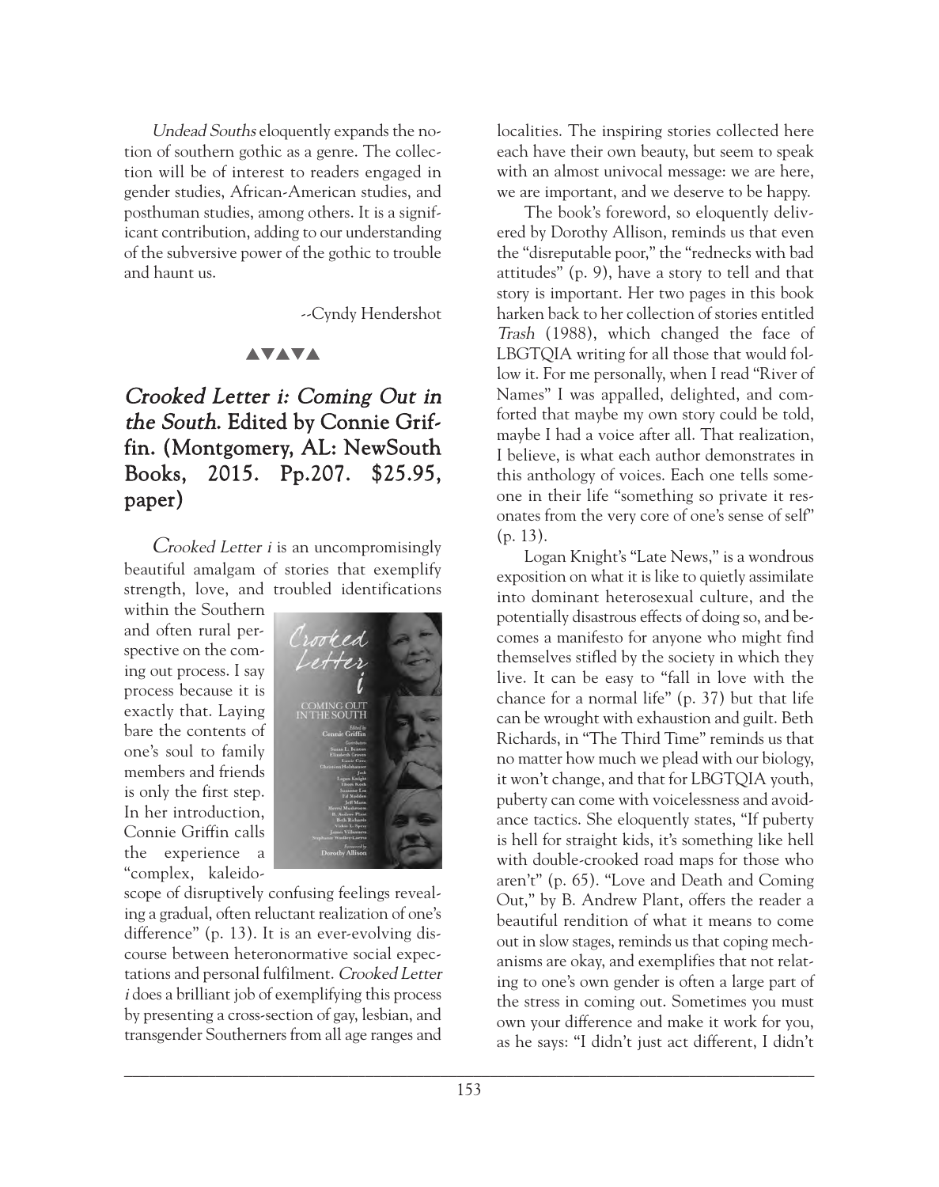*Undead Souths* eloquently expands the notion of southern gothic as a genre. The collection will be of interest to readers engaged in gender studies, African-American studies, and posthuman studies, among others. It is a significant contribution, adding to our understanding of the subversive power of the gothic to trouble and haunt us.

--Cyndy Hendershot

▲▼▲▼▲

## *Crooked Letter i: Coming Out in the South.* Edited by Connie Griffin. (Montgomery, AL: NewSouth Books, 2015. Pp.207. $25.95, paper)

*Crooked Letter i* is an uncompromisingly beautiful amalgam of stories that exemplify strength, love, and troubled identifications within the Southern and often rural perspective on the coming out process. I say process because it is exactly that. Laying bare the contents of one's soul to family members and friends is only the first step. In her introduction, Connie Griffin calls the experience a "complex, kaleidoscope of disruptively confusing feelings revealing a gradual, often reluctant realization of one's difference" (p. 13). It is an ever-evolving discourse between heteronormative social expectations and personal fulfilment. *Crooked Letter i* does a brilliant job of exemplifying this process by presenting a cross-section of gay, lesbian, and transgender Southerners from all age ranges and localities. The inspiring stories collected here each have their own beauty, but seem to speak with an almost univocal message: we are here, we are important, and we deserve to be happy.

The book's foreword, so eloquently delivered by Dorothy Allison, reminds us that even the "disreputable poor," the "rednecks with bad attitudes" (p. 9), have a story to tell and that story is important. Her two pages in this book harken back to her collection of stories entitled *Trash* (1988), which changed the face of LBGTQIA writing for all those that would follow it. For me personally, when I read "River of Names" I was appalled, delighted, and comforted that maybe my own story could be told, maybe I had a voice after all. That realization, I believe, is what each author demonstrates in this anthology of voices. Each one tells someone in their life "something so private it resonates from the very core of one's sense of self" (p. 13).

Logan Knight's "Late News," is a wondrous exposition on what it is like to quietly assimilate into dominant heterosexual culture, and the potentially disastrous effects of doing so, and becomes a manifesto for anyone who might find themselves stifled by the society in which they live. It can be easy to "fall in love with the chance for a normal life" (p. 37) but that life can be wrought with exhaustion and guilt. Beth Richards, in "The Third Time" reminds us that no matter how much we plead with our biology, it won't change, and that for LBGTQIA youth, puberty can come with voicelessness and avoidance tactics. She eloquently states, "If puberty is hell for straight kids, it's something like hell with double-crooked road maps for those who aren't" (p. 65). "Love and Death and Coming Out," by B. Andrew Plant, offers the reader a beautiful rendition of what it means to come out in slow stages, reminds us that coping mechanisms are okay, and exemplifies that not relating to one's own gender is often a large part of the stress in coming out. Sometimes you must own your difference and make it work for you, as he says: "I didn't just act different, I didn't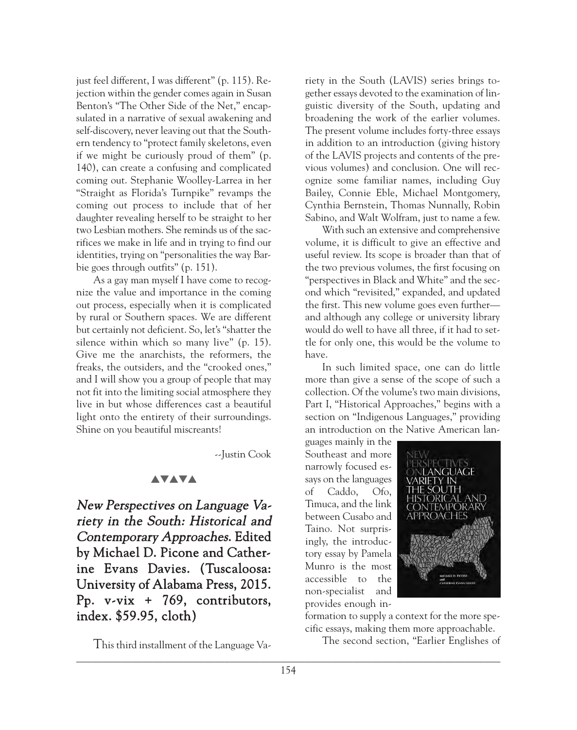just feel different, I was different" (p. 115). Rejection within the gender comes again in Susan Benton's "The Other Side of the Net," encapsulated in a narrative of sexual awakening and self-discovery, never leaving out that the Southern tendency to "protect family skeletons, even if we might be curiously proud of them" (p. 140), can create a confusing and complicated coming out. Stephanie Woolley-Larrea in her "Straight as Florida's Turnpike" revamps the coming out process to include that of her daughter revealing herself to be straight to her two Lesbian mothers. She reminds us of the sacrifices we make in life and in trying to find our identities, trying on "personalities the way Barbie goes through outfits" (p. 151).

As a gay man myself I have come to recognize the value and importance in the coming out process, especially when it is complicated by rural or Southern spaces. We are different but certainly not deficient. So, let's "shatter the silence within which so many live" (p. 15). Give me the anarchists, the reformers, the freaks, the outsiders, and the "crooked ones," and I will show you a group of people that may not fit into the limiting social atmosphere they live in but whose differences cast a beautiful light onto the entirety of their surroundings. Shine on you beautiful miscreants!

--Justin Cook

▲▼▲▼▲

## *New Perspectives on Language Variety in the South: Historical and Contemporary Approaches.* Edited by Michael D. Picone and Catherine Evans Davies. (Tuscaloosa: University of Alabama Press, 2015. Pp. v-vix + 769, contributors, index. $59.95, cloth)

This third installment of the Language Variety in the South (LAVIS) series brings together essays devoted to the examination of linguistic diversity of the South, updating and broadening the work of the earlier volumes. The present volume includes forty-three essays in addition to an introduction (giving history of the LAVIS projects and contents of the previous volumes) and conclusion. One will recognize some familiar names, including Guy Bailey, Connie Eble, Michael Montgomery, Cynthia Bernstein, Thomas Nunnally, Robin Sabino, and Walt Wolfram, just to name a few.

With such an extensive and comprehensive volume, it is difficult to give an effective and useful review. Its scope is broader than that of the two previous volumes, the first focusing on "perspectives in Black and White" and the second which "revisited," expanded, and updated the first. This new volume goes even further—and although any college or university library would do well to have all three, if it had to settle for only one, this would be the volume to have.

In such limited space, one can do little more than give a sense of the scope of such a collection. Of the volume's two main divisions, Part I, "Historical Approaches," begins with a section on "Indigenous Languages," providing an introduction on the Native American languages mainly in the Southeast and more narrowly focused essays on the languages of Caddo, Ofo, Timuca, and the link between Cusabo and Taino. Not surprisingly, the introductory essay by Pamela Munro is the most accessible to the non-specialist and provides enough information to supply a context for the more specific essays, making them more approachable.

The second section, "Earlier Englishes of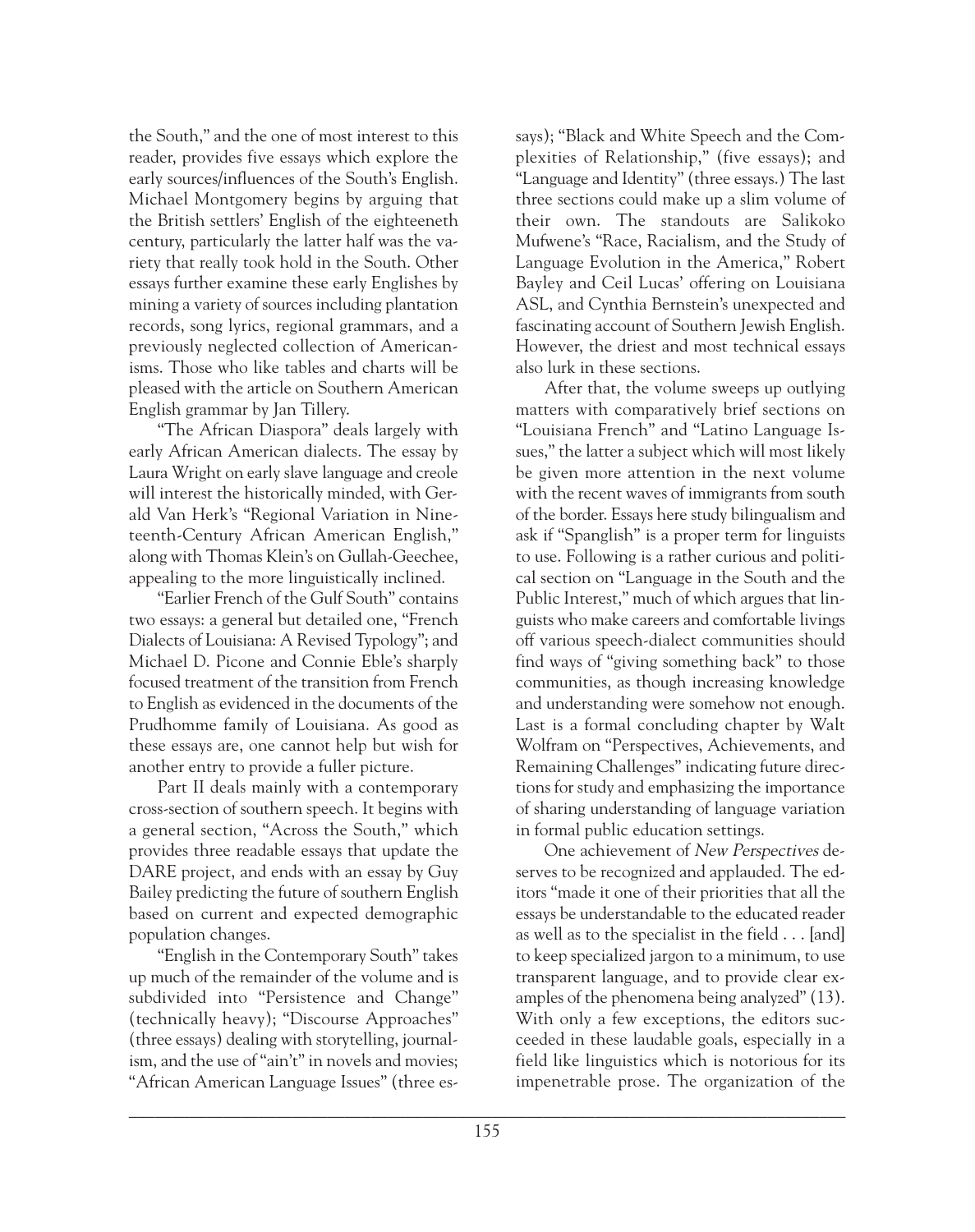the South," and the one of most interest to this reader, provides five essays which explore the early sources/influences of the South's English. Michael Montgomery begins by arguing that the British settlers' English of the eighteeneth century, particularly the latter half was the variety that really took hold in the South. Other essays further examine these early Englishes by mining a variety of sources including plantation records, song lyrics, regional grammars, and a previously neglected collection of Americanisms. Those who like tables and charts will be pleased with the article on Southern American English grammar by Jan Tillery.

"The African Diaspora" deals largely with early African American dialects. The essay by Laura Wright on early slave language and creole will interest the historically minded, with Gerald Van Herk's "Regional Variation in Nineteenth-Century African American English," along with Thomas Klein's on Gullah-Geechee, appealing to the more linguistically inclined.

"Earlier French of the Gulf South" contains two essays: a general but detailed one, "French Dialects of Louisiana: A Revised Typology"; and Michael D. Picone and Connie Eble's sharply focused treatment of the transition from French to English as evidenced in the documents of the Prudhomme family of Louisiana. As good as these essays are, one cannot help but wish for another entry to provide a fuller picture.

Part II deals mainly with a contemporary cross-section of southern speech. It begins with a general section, "Across the South," which provides three readable essays that update the DARE project, and ends with an essay by Guy Bailey predicting the future of southern English based on current and expected demographic population changes.

"English in the Contemporary South" takes up much of the remainder of the volume and is subdivided into "Persistence and Change" (technically heavy); "Discourse Approaches" (three essays) dealing with storytelling, journalism, and the use of "ain't" in novels and movies; "African American Language Issues" (three essays); "Black and White Speech and the Complexities of Relationship," (five essays); and "Language and Identity" (three essays.) The last three sections could make up a slim volume of their own. The standouts are Salikoko Mufwene's "Race, Racialism, and the Study of Language Evolution in the America," Robert Bayley and Ceil Lucas' offering on Louisiana ASL, and Cynthia Bernstein's unexpected and fascinating account of Southern Jewish English. However, the driest and most technical essays also lurk in these sections.

After that, the volume sweeps up outlying matters with comparatively brief sections on "Louisiana French" and "Latino Language Issues," the latter a subject which will most likely be given more attention in the next volume with the recent waves of immigrants from south of the border. Essays here study bilingualism and ask if "Spanglish" is a proper term for linguists to use. Following is a rather curious and political section on "Language in the South and the Public Interest," much of which argues that linguists who make careers and comfortable livings off various speech-dialect communities should find ways of "giving something back" to those communities, as though increasing knowledge and understanding were somehow not enough. Last is a formal concluding chapter by Walt Wolfram on "Perspectives, Achievements, and Remaining Challenges" indicating future directions for study and emphasizing the importance of sharing understanding of language variation in formal public education settings.

One achievement of *New Perspectives* deserves to be recognized and applauded. The editors "made it one of their priorities that all the essays be understandable to the educated reader as well as to the specialist in the field . . . [and] to keep specialized jargon to a minimum, to use transparent language, and to provide clear examples of the phenomena being analyzed" (13). With only a few exceptions, the editors succeeded in these laudable goals, especially in a field like linguistics which is notorious for its impenetrable prose. The organization of the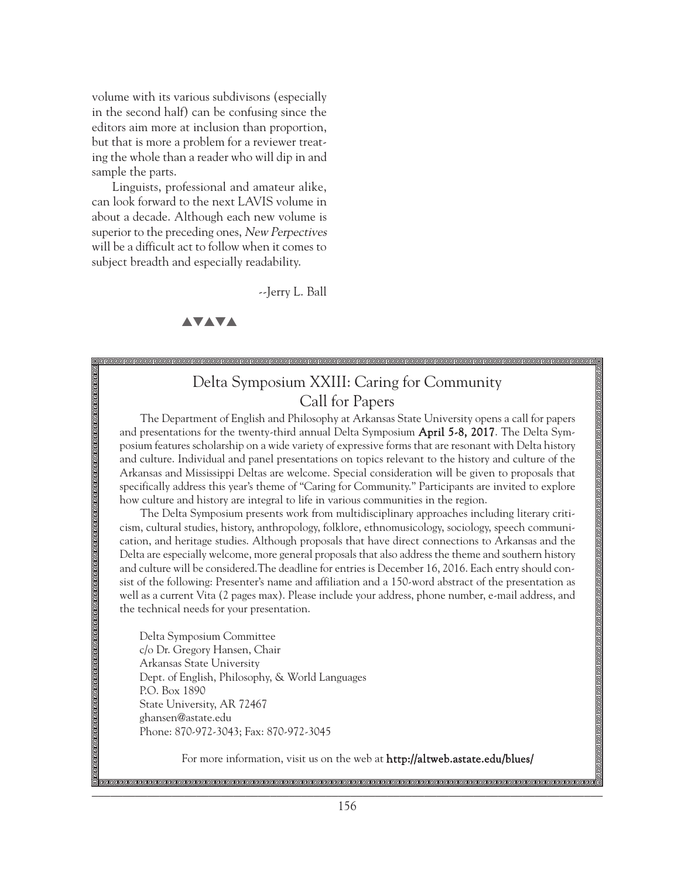volume with its various subdivisons (especially in the second half) can be confusing since the editors aim more at inclusion than proportion, but that is more a problem for a reviewer treating the whole than a reader who will dip in and sample the parts.

Linguists, professional and amateur alike, can look forward to the next LAVIS volume in about a decade. Although each new volume is superior to the preceding ones, *New Perpectives* will be a difficult act to follow when it comes to subject breadth and especially readability.

--Jerry L. Ball

▲▼▲▼▲

## Delta Symposium XXIII: Caring for Community
## Call for Papers

The Department of English and Philosophy at Arkansas State University opens a call for papers and presentations for the twenty-third annual Delta Symposium **April 5-8, 2017**. The Delta Symposium features scholarship on a wide variety of expressive forms that are resonant with Delta history and culture. Individual and panel presentations on topics relevant to the history and culture of the Arkansas and Mississippi Deltas are welcome. Special consideration will be given to proposals that specifically address this year's theme of "Caring for Community." Participants are invited to explore how culture and history are integral to life in various communities in the region.

The Delta Symposium presents work from multidisciplinary approaches including literary criticism, cultural studies, history, anthropology, folklore, ethnomusicology, sociology, speech communication, and heritage studies. Although proposals that have direct connections to Arkansas and the Delta are especially welcome, more general proposals that also address the theme and southern history and culture will be considered.The deadline for entries is December 16, 2016. Each entry should consist of the following: Presenter's name and affiliation and a 150-word abstract of the presentation as well as a current Vita (2 pages max). Please include your address, phone number, e-mail address, and the technical needs for your presentation.

Delta Symposium Committee
c/o Dr. Gregory Hansen, Chair
Arkansas State University
Dept. of English, Philosophy, & World Languages
P.O. Box 1890
State University, AR 72467
ghansen@astate.edu
Phone: 870-972-3043; Fax: 870-972-3045

For more information, visit us on the web at **http://altweb.astate.edu/blues/**